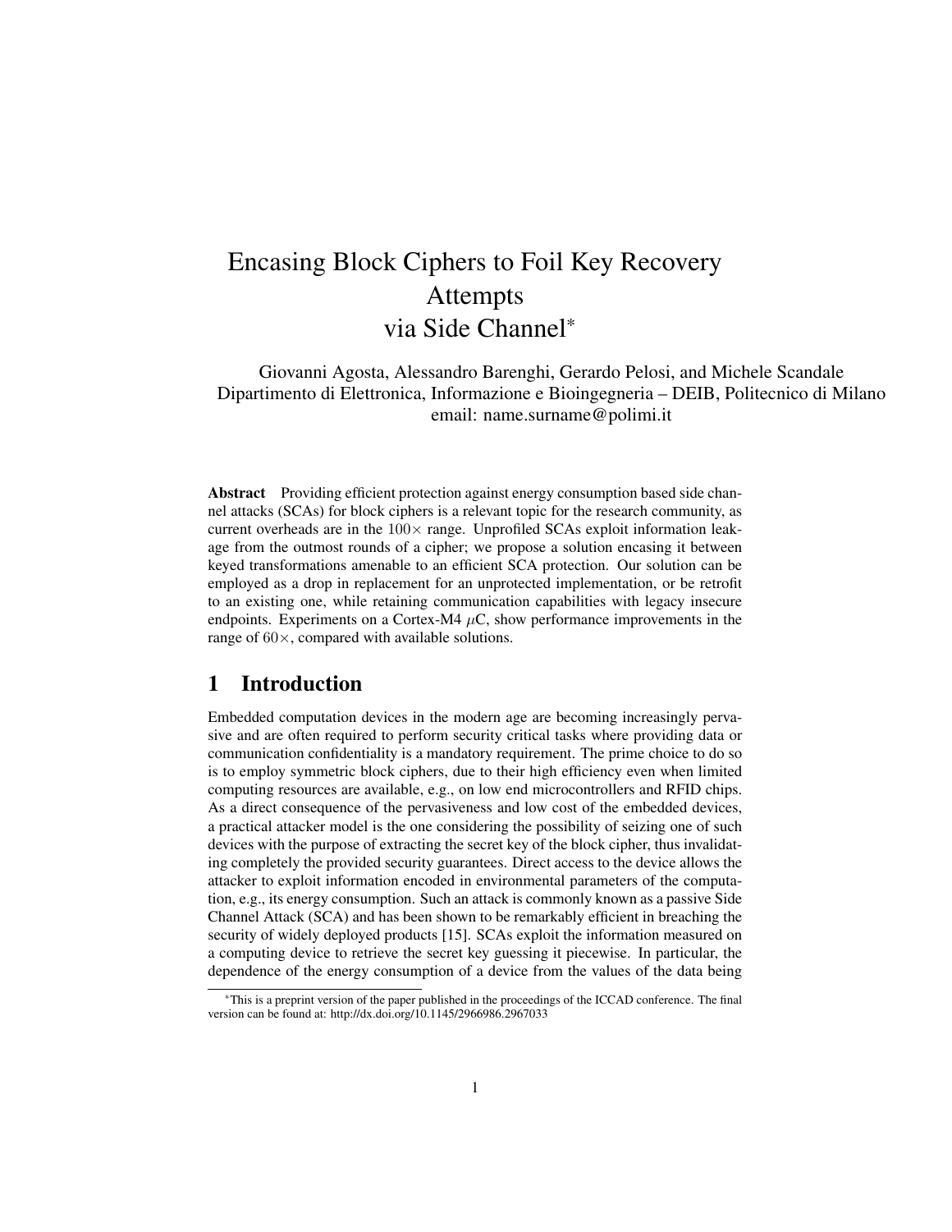# Encasing Block Ciphers to Foil Key Recovery Attempts via Side Channel*

Giovanni Agosta, Alessandro Barenghi, Gerardo Pelosi, and Michele Scandale
Dipartimento di Elettronica, Informazione e Bioingegneria – DEIB, Politecnico di Milano
email: name.surname@polimi.it

**Abstract** Providing efficient protection against energy consumption based side channel attacks (SCAs) for block ciphers is a relevant topic for the research community, as current overheads are in the $100\times$ range. Unprofiled SCAs exploit information leakage from the outmost rounds of a cipher; we propose a solution encasing it between keyed transformations amenable to an efficient SCA protection. Our solution can be employed as a drop in replacement for an unprotected implementation, or be retrofit to an existing one, while retaining communication capabilities with legacy insecure endpoints. Experiments on a Cortex-M4 $\mu$C, show performance improvements in the range of $60\times$, compared with available solutions.

## 1 Introduction

Embedded computation devices in the modern age are becoming increasingly pervasive and are often required to perform security critical tasks where providing data or communication confidentiality is a mandatory requirement. The prime choice to do so is to employ symmetric block ciphers, due to their high efficiency even when limited computing resources are available, e.g., on low end microcontrollers and RFID chips. As a direct consequence of the pervasiveness and low cost of the embedded devices, a practical attacker model is the one considering the possibility of seizing one of such devices with the purpose of extracting the secret key of the block cipher, thus invalidating completely the provided security guarantees. Direct access to the device allows the attacker to exploit information encoded in environmental parameters of the computation, e.g., its energy consumption. Such an attack is commonly known as a passive Side Channel Attack (SCA) and has been shown to be remarkably efficient in breaching the security of widely deployed products [15]. SCAs exploit the information measured on a computing device to retrieve the secret key guessing it piecewise. In particular, the dependence of the energy consumption of a device from the values of the data being

*This is a preprint version of the paper published in the proceedings of the ICCAD conference. The final version can be found at: http://dx.doi.org/10.1145/2966986.2967033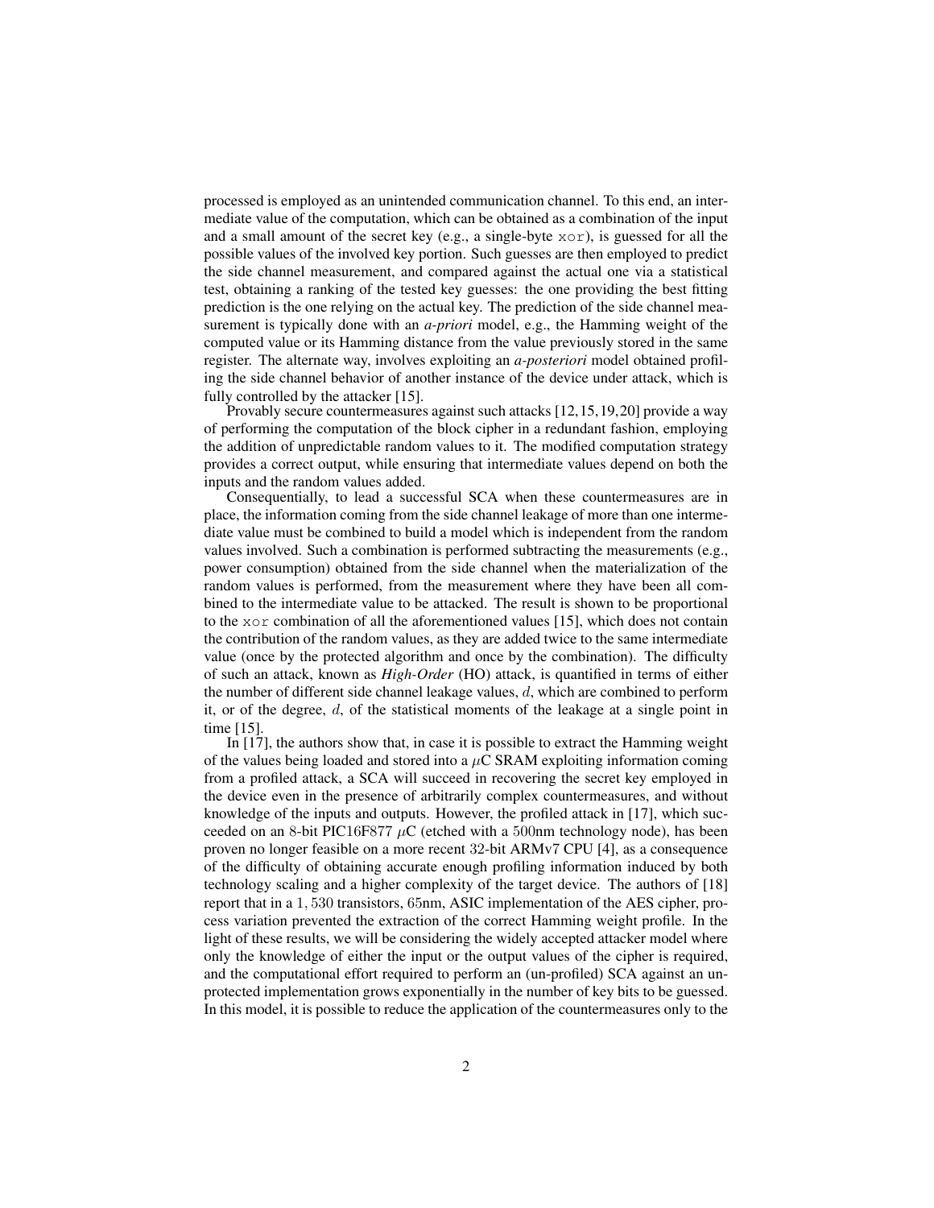processed is employed as an unintended communication channel. To this end, an intermediate value of the computation, which can be obtained as a combination of the input and a small amount of the secret key (e.g., a single-byte `xor`), is guessed for all the possible values of the involved key portion. Such guesses are then employed to predict the side channel measurement, and compared against the actual one via a statistical test, obtaining a ranking of the tested key guesses: the one providing the best fitting prediction is the one relying on the actual key. The prediction of the side channel measurement is typically done with an *a-priori* model, e.g., the Hamming weight of the computed value or its Hamming distance from the value previously stored in the same register. The alternate way, involves exploiting an *a-posteriori* model obtained profiling the side channel behavior of another instance of the device under attack, which is fully controlled by the attacker [15].

Provably secure countermeasures against such attacks [12,15,19,20] provide a way of performing the computation of the block cipher in a redundant fashion, employing the addition of unpredictable random values to it. The modified computation strategy provides a correct output, while ensuring that intermediate values depend on both the inputs and the random values added.

Consequentially, to lead a successful SCA when these countermeasures are in place, the information coming from the side channel leakage of more than one intermediate value must be combined to build a model which is independent from the random values involved. Such a combination is performed subtracting the measurements (e.g., power consumption) obtained from the side channel when the materialization of the random values is performed, from the measurement where they have been all combined to the intermediate value to be attacked. The result is shown to be proportional to the `xor` combination of all the aforementioned values [15], which does not contain the contribution of the random values, as they are added twice to the same intermediate value (once by the protected algorithm and once by the combination). The difficulty of such an attack, known as *High-Order* (HO) attack, is quantified in terms of either the number of different side channel leakage values, $d$, which are combined to perform it, or of the degree, $d$, of the statistical moments of the leakage at a single point in time [15].

In [17], the authors show that, in case it is possible to extract the Hamming weight of the values being loaded and stored into a $\mu$C SRAM exploiting information coming from a profiled attack, a SCA will succeed in recovering the secret key employed in the device even in the presence of arbitrarily complex countermeasures, and without knowledge of the inputs and outputs. However, the profiled attack in [17], which succeeded on an 8-bit PIC16F877 $\mu$C (etched with a 500nm technology node), has been proven no longer feasible on a more recent 32-bit ARMv7 CPU [4], as a consequence of the difficulty of obtaining accurate enough profiling information induced by both technology scaling and a higher complexity of the target device. The authors of [18] report that in a $1,530$ transistors, 65nm, ASIC implementation of the AES cipher, process variation prevented the extraction of the correct Hamming weight profile. In the light of these results, we will be considering the widely accepted attacker model where only the knowledge of either the input or the output values of the cipher is required, and the computational effort required to perform an (un-profiled) SCA against an unprotected implementation grows exponentially in the number of key bits to be guessed. In this model, it is possible to reduce the application of the countermeasures only to the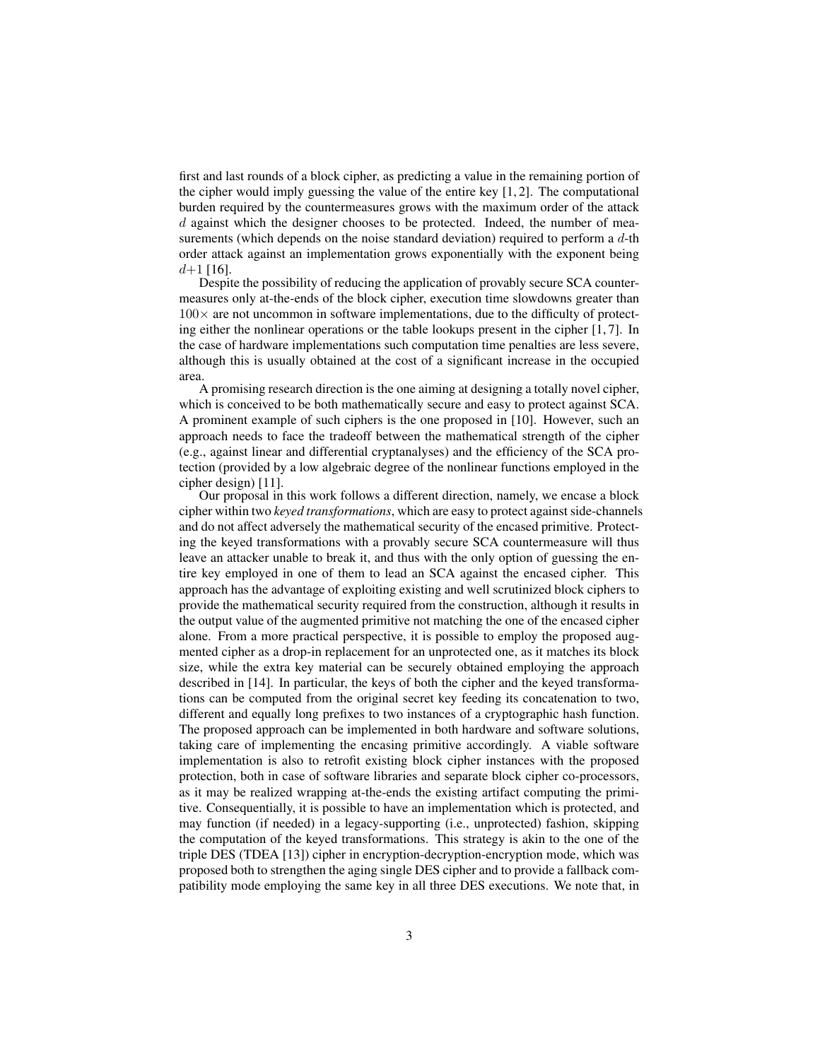first and last rounds of a block cipher, as predicting a value in the remaining portion of the cipher would imply guessing the value of the entire key [1, 2]. The computational burden required by the countermeasures grows with the maximum order of the attack $d$ against which the designer chooses to be protected. Indeed, the number of measurements (which depends on the noise standard deviation) required to perform a $d$-th order attack against an implementation grows exponentially with the exponent being $d+1$ [16].

Despite the possibility of reducing the application of provably secure SCA countermeasures only at-the-ends of the block cipher, execution time slowdowns greater than $100\times$ are not uncommon in software implementations, due to the difficulty of protecting either the nonlinear operations or the table lookups present in the cipher [1, 7]. In the case of hardware implementations such computation time penalties are less severe, although this is usually obtained at the cost of a significant increase in the occupied area.

A promising research direction is the one aiming at designing a totally novel cipher, which is conceived to be both mathematically secure and easy to protect against SCA. A prominent example of such ciphers is the one proposed in [10]. However, such an approach needs to face the tradeoff between the mathematical strength of the cipher (e.g., against linear and differential cryptanalyses) and the efficiency of the SCA protection (provided by a low algebraic degree of the nonlinear functions employed in the cipher design) [11].

Our proposal in this work follows a different direction, namely, we encase a block cipher within two *keyed transformations*, which are easy to protect against side-channels and do not affect adversely the mathematical security of the encased primitive. Protecting the keyed transformations with a provably secure SCA countermeasure will thus leave an attacker unable to break it, and thus with the only option of guessing the entire key employed in one of them to lead an SCA against the encased cipher. This approach has the advantage of exploiting existing and well scrutinized block ciphers to provide the mathematical security required from the construction, although it results in the output value of the augmented primitive not matching the one of the encased cipher alone. From a more practical perspective, it is possible to employ the proposed augmented cipher as a drop-in replacement for an unprotected one, as it matches its block size, while the extra key material can be securely obtained employing the approach described in [14]. In particular, the keys of both the cipher and the keyed transformations can be computed from the original secret key feeding its concatenation to two, different and equally long prefixes to two instances of a cryptographic hash function. The proposed approach can be implemented in both hardware and software solutions, taking care of implementing the encasing primitive accordingly. A viable software implementation is also to retrofit existing block cipher instances with the proposed protection, both in case of software libraries and separate block cipher co-processors, as it may be realized wrapping at-the-ends the existing artifact computing the primitive. Consequentially, it is possible to have an implementation which is protected, and may function (if needed) in a legacy-supporting (i.e., unprotected) fashion, skipping the computation of the keyed transformations. This strategy is akin to the one of the triple DES (TDEA [13]) cipher in encryption-decryption-encryption mode, which was proposed both to strengthen the aging single DES cipher and to provide a fallback compatibility mode employing the same key in all three DES executions. We note that, in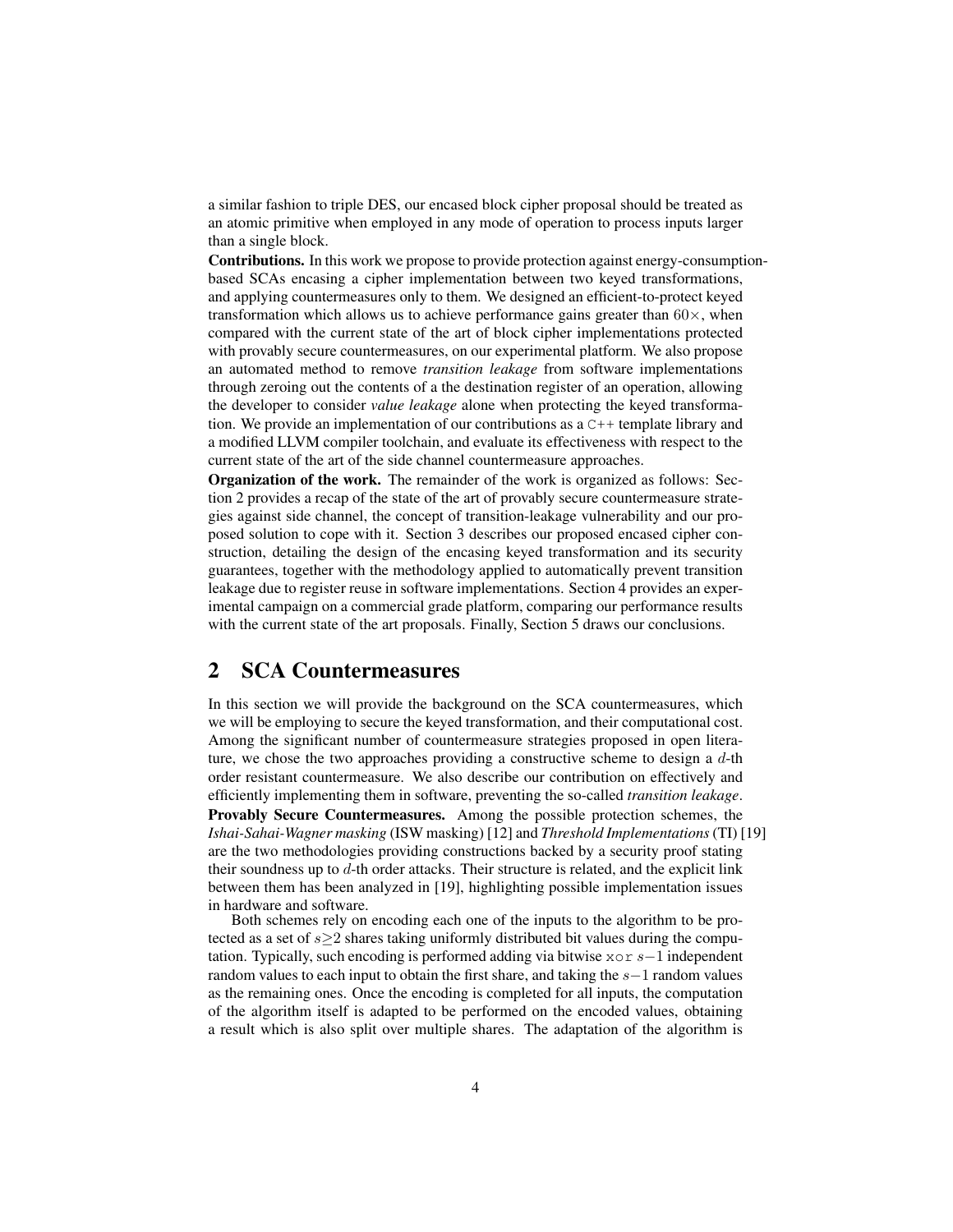a similar fashion to triple DES, our encased block cipher proposal should be treated as an atomic primitive when employed in any mode of operation to process inputs larger than a single block.

**Contributions.** In this work we propose to provide protection against energy-consumption-based SCAs encasing a cipher implementation between two keyed transformations, and applying countermeasures only to them. We designed an efficient-to-protect keyed transformation which allows us to achieve performance gains greater than $60\times$, when compared with the current state of the art of block cipher implementations protected with provably secure countermeasures, on our experimental platform. We also propose an automated method to remove *transition leakage* from software implementations through zeroing out the contents of a the destination register of an operation, allowing the developer to consider *value leakage* alone when protecting the keyed transformation. We provide an implementation of our contributions as a `C++` template library and a modified LLVM compiler toolchain, and evaluate its effectiveness with respect to the current state of the art of the side channel countermeasure approaches.

**Organization of the work.** The remainder of the work is organized as follows: Section 2 provides a recap of the state of the art of provably secure countermeasure strategies against side channel, the concept of transition-leakage vulnerability and our proposed solution to cope with it. Section 3 describes our proposed encased cipher construction, detailing the design of the encasing keyed transformation and its security guarantees, together with the methodology applied to automatically prevent transition leakage due to register reuse in software implementations. Section 4 provides an experimental campaign on a commercial grade platform, comparing our performance results with the current state of the art proposals. Finally, Section 5 draws our conclusions.

## 2 SCA Countermeasures

In this section we will provide the background on the SCA countermeasures, which we will be employing to secure the keyed transformation, and their computational cost. Among the significant number of countermeasure strategies proposed in open literature, we chose the two approaches providing a constructive scheme to design a $d$-th order resistant countermeasure. We also describe our contribution on effectively and efficiently implementing them in software, preventing the so-called *transition leakage*.

**Provably Secure Countermeasures.** Among the possible protection schemes, the *Ishai-Sahai-Wagner masking* (ISW masking) [12] and *Threshold Implementations* (TI) [19] are the two methodologies providing constructions backed by a security proof stating their soundness up to $d$-th order attacks. Their structure is related, and the explicit link between them has been analyzed in [19], highlighting possible implementation issues in hardware and software.

Both schemes rely on encoding each one of the inputs to the algorithm to be protected as a set of $s \geq 2$ shares taking uniformly distributed bit values during the computation. Typically, such encoding is performed adding via bitwise `xor` $s-1$ independent random values to each input to obtain the first share, and taking the $s-1$ random values as the remaining ones. Once the encoding is completed for all inputs, the computation of the algorithm itself is adapted to be performed on the encoded values, obtaining a result which is also split over multiple shares. The adaptation of the algorithm is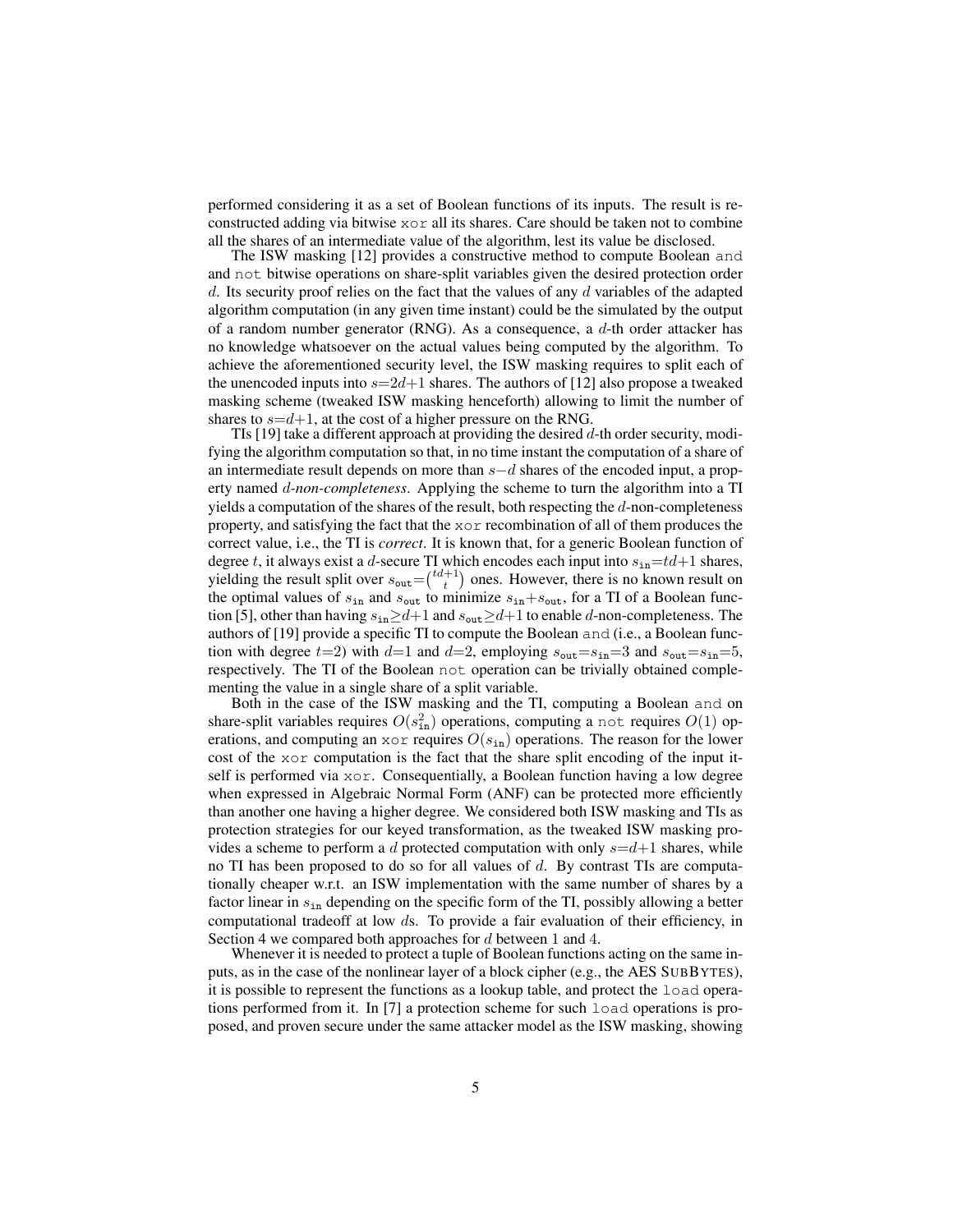performed considering it as a set of Boolean functions of its inputs. The result is reconstructed adding via bitwise xor all its shares. Care should be taken not to combine all the shares of an intermediate value of the algorithm, lest its value be disclosed.

The ISW masking [12] provides a constructive method to compute Boolean and and not bitwise operations on share-split variables given the desired protection order $d$. Its security proof relies on the fact that the values of any $d$ variables of the adapted algorithm computation (in any given time instant) could be the simulated by the output of a random number generator (RNG). As a consequence, a $d$-th order attacker has no knowledge whatsoever on the actual values being computed by the algorithm. To achieve the aforementioned security level, the ISW masking requires to split each of the unencoded inputs into $s{=}2d{+}1$ shares. The authors of [12] also propose a tweaked masking scheme (tweaked ISW masking henceforth) allowing to limit the number of shares to $s{=}d{+}1$, at the cost of a higher pressure on the RNG.

TIs [19] take a different approach at providing the desired $d$-th order security, modifying the algorithm computation so that, in no time instant the computation of a share of an intermediate result depends on more than $s{-}d$ shares of the encoded input, a property named $d$-*non-completeness*. Applying the scheme to turn the algorithm into a TI yields a computation of the shares of the result, both respecting the $d$-non-completeness property, and satisfying the fact that the xor recombination of all of them produces the correct value, i.e., the TI is *correct*. It is known that, for a generic Boolean function of degree $t$, it always exist a $d$-secure TI which encodes each input into $s_{\texttt{in}}{=}td{+}1$ shares, yielding the result split over $s_{\texttt{out}}{=}\binom{td+1}{t}$ ones. However, there is no known result on the optimal values of $s_{\texttt{in}}$ and $s_{\texttt{out}}$ to minimize $s_{\texttt{in}}{+}s_{\texttt{out}}$, for a TI of a Boolean function [5], other than having $s_{\texttt{in}}{\geq}d{+}1$ and $s_{\texttt{out}}{\geq}d{+}1$ to enable $d$-non-completeness. The authors of [19] provide a specific TI to compute the Boolean and (i.e., a Boolean function with degree $t{=}2$) with $d{=}1$ and $d{=}2$, employing $s_{\texttt{out}}{=}s_{\texttt{in}}{=}3$ and $s_{\texttt{out}}{=}s_{\texttt{in}}{=}5$, respectively. The TI of the Boolean not operation can be trivially obtained complementing the value in a single share of a split variable.

Both in the case of the ISW masking and the TI, computing a Boolean and on share-split variables requires $O(s_{\texttt{in}}^2)$ operations, computing a not requires $O(1)$ operations, and computing an xor requires $O(s_{\texttt{in}})$ operations. The reason for the lower cost of the xor computation is the fact that the share split encoding of the input itself is performed via xor. Consequentially, a Boolean function having a low degree when expressed in Algebraic Normal Form (ANF) can be protected more efficiently than another one having a higher degree. We considered both ISW masking and TIs as protection strategies for our keyed transformation, as the tweaked ISW masking provides a scheme to perform a $d$ protected computation with only $s{=}d{+}1$ shares, while no TI has been proposed to do so for all values of $d$. By contrast TIs are computationally cheaper w.r.t. an ISW implementation with the same number of shares by a factor linear in $s_{\texttt{in}}$ depending on the specific form of the TI, possibly allowing a better computational tradeoff at low $d$s. To provide a fair evaluation of their efficiency, in Section 4 we compared both approaches for $d$ between 1 and 4.

Whenever it is needed to protect a tuple of Boolean functions acting on the same inputs, as in the case of the nonlinear layer of a block cipher (e.g., the AES SUBBYTES), it is possible to represent the functions as a lookup table, and protect the load operations performed from it. In [7] a protection scheme for such load operations is proposed, and proven secure under the same attacker model as the ISW masking, showing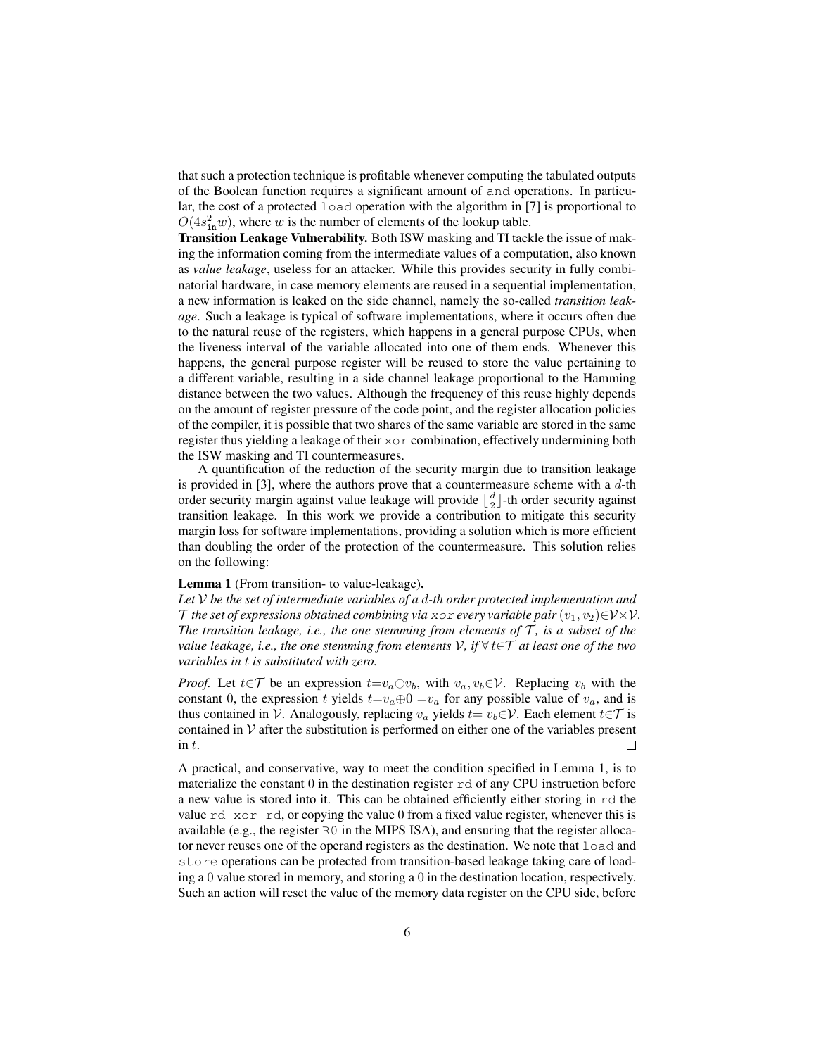that such a protection technique is profitable whenever computing the tabulated outputs of the Boolean function requires a significant amount of `and` operations. In particular, the cost of a protected `load` operation with the algorithm in [7] is proportional to $O(4s_{\mathtt{in}}^2 w)$, where $w$ is the number of elements of the lookup table.

**Transition Leakage Vulnerability.** Both ISW masking and TI tackle the issue of making the information coming from the intermediate values of a computation, also known as *value leakage*, useless for an attacker. While this provides security in fully combinatorial hardware, in case memory elements are reused in a sequential implementation, a new information is leaked on the side channel, namely the so-called *transition leakage*. Such a leakage is typical of software implementations, where it occurs often due to the natural reuse of the registers, which happens in a general purpose CPUs, when the liveness interval of the variable allocated into one of them ends. Whenever this happens, the general purpose register will be reused to store the value pertaining to a different variable, resulting in a side channel leakage proportional to the Hamming distance between the two values. Although the frequency of this reuse highly depends on the amount of register pressure of the code point, and the register allocation policies of the compiler, it is possible that two shares of the same variable are stored in the same register thus yielding a leakage of their `xor` combination, effectively undermining both the ISW masking and TI countermeasures.

A quantification of the reduction of the security margin due to transition leakage is provided in [3], where the authors prove that a countermeasure scheme with a $d$-th order security margin against value leakage will provide $\lfloor \frac{d}{2} \rfloor$-th order security against transition leakage. In this work we provide a contribution to mitigate this security margin loss for software implementations, providing a solution which is more efficient than doubling the order of the protection of the countermeasure. This solution relies on the following:

**Lemma 1** (From transition- to value-leakage)**.**
*Let $\mathcal{V}$ be the set of intermediate variables of a $d$-th order protected implementation and $\mathcal{T}$ the set of expressions obtained combining via `xor` every variable pair $(v_1, v_2) \in \mathcal{V} \times \mathcal{V}$. The transition leakage, i.e., the one stemming from elements of $\mathcal{T}$, is a subset of the value leakage, i.e., the one stemming from elements $\mathcal{V}$, if $\forall\, t \in \mathcal{T}$ at least one of the two variables in $t$ is substituted with zero.*

*Proof.* Let $t \in \mathcal{T}$ be an expression $t = v_a \oplus v_b$, with $v_a, v_b \in \mathcal{V}$. Replacing $v_b$ with the constant 0, the expression $t$ yields $t = v_a \oplus 0 = v_a$ for any possible value of $v_a$, and is thus contained in $\mathcal{V}$. Analogously, replacing $v_a$ yields $t = v_b \in \mathcal{V}$. Each element $t \in \mathcal{T}$ is contained in $\mathcal{V}$ after the substitution is performed on either one of the variables present in $t$. □

A practical, and conservative, way to meet the condition specified in Lemma 1, is to materialize the constant 0 in the destination register `rd` of any CPU instruction before a new value is stored into it. This can be obtained efficiently either storing in `rd` the value `rd xor rd`, or copying the value 0 from a fixed value register, whenever this is available (e.g., the register `R0` in the MIPS ISA), and ensuring that the register allocator never reuses one of the operand registers as the destination. We note that `load` and `store` operations can be protected from transition-based leakage taking care of loading a 0 value stored in memory, and storing a 0 in the destination location, respectively. Such an action will reset the value of the memory data register on the CPU side, before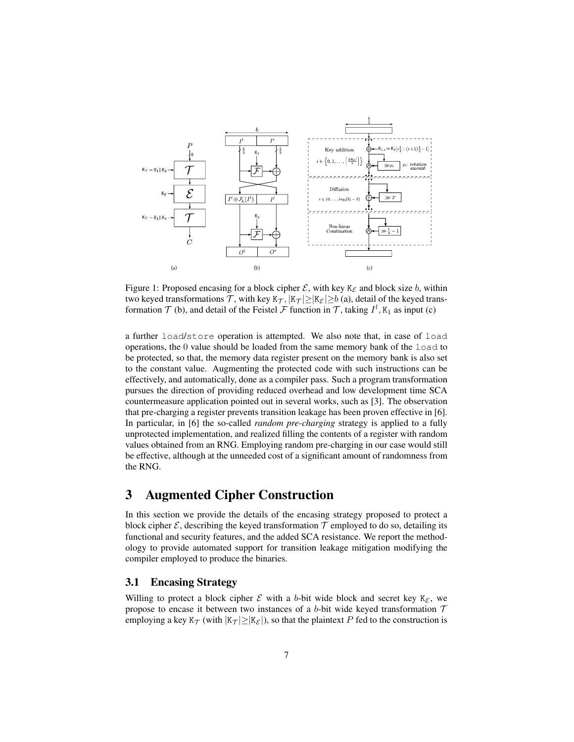Figure 1: Proposed encasing for a block cipher $\mathcal{E}$, with key $\mathtt{K}_{\mathcal{E}}$ and block size $b$, within two keyed transformations $\mathcal{T}$, with key $\mathtt{K}_{\mathcal{T}}$, $|\mathtt{K}_{\mathcal{T}}| \geq |\mathtt{K}_{\mathcal{E}}| \geq b$ (a), detail of the keyed transformation $\mathcal{T}$ (b), and detail of the Feistel $\mathcal{F}$ function in $\mathcal{T}$, taking $I^l, \mathtt{K}_1$ as input (c)

a further `load`/`store` operation is attempted. We also note that, in case of `load` operations, the 0 value should be loaded from the same memory bank of the `load` to be protected, so that, the memory data register present on the memory bank is also set to the constant value. Augmenting the protected code with such instructions can be effectively, and automatically, done as a compiler pass. Such a program transformation pursues the direction of providing reduced overhead and low development time SCA countermeasure application pointed out in several works, such as [3]. The observation that pre-charging a register prevents transition leakage has been proven effective in [6]. In particular, in [6] the so-called *random pre-charging* strategy is applied to a fully unprotected implementation, and realized filling the contents of a register with random values obtained from an RNG. Employing random pre-charging in our case would still be effective, although at the unneeded cost of a significant amount of randomness from the RNG.

# 3 Augmented Cipher Construction

In this section we provide the details of the encasing strategy proposed to protect a block cipher $\mathcal{E}$, describing the keyed transformation $\mathcal{T}$ employed to do so, detailing its functional and security features, and the added SCA resistance. We report the methodology to provide automated support for transition leakage mitigation modifying the compiler employed to produce the binaries.

## 3.1 Encasing Strategy

Willing to protect a block cipher $\mathcal{E}$ with a $b$-bit wide block and secret key $\mathtt{K}_{\mathcal{E}}$, we propose to encase it between two instances of a $b$-bit wide keyed transformation $\mathcal{T}$ employing a key $\mathtt{K}_{\mathcal{T}}$ (with $|\mathtt{K}_{\mathcal{T}}| \geq |\mathtt{K}_{\mathcal{E}}|$), so that the plaintext $P$ fed to the construction is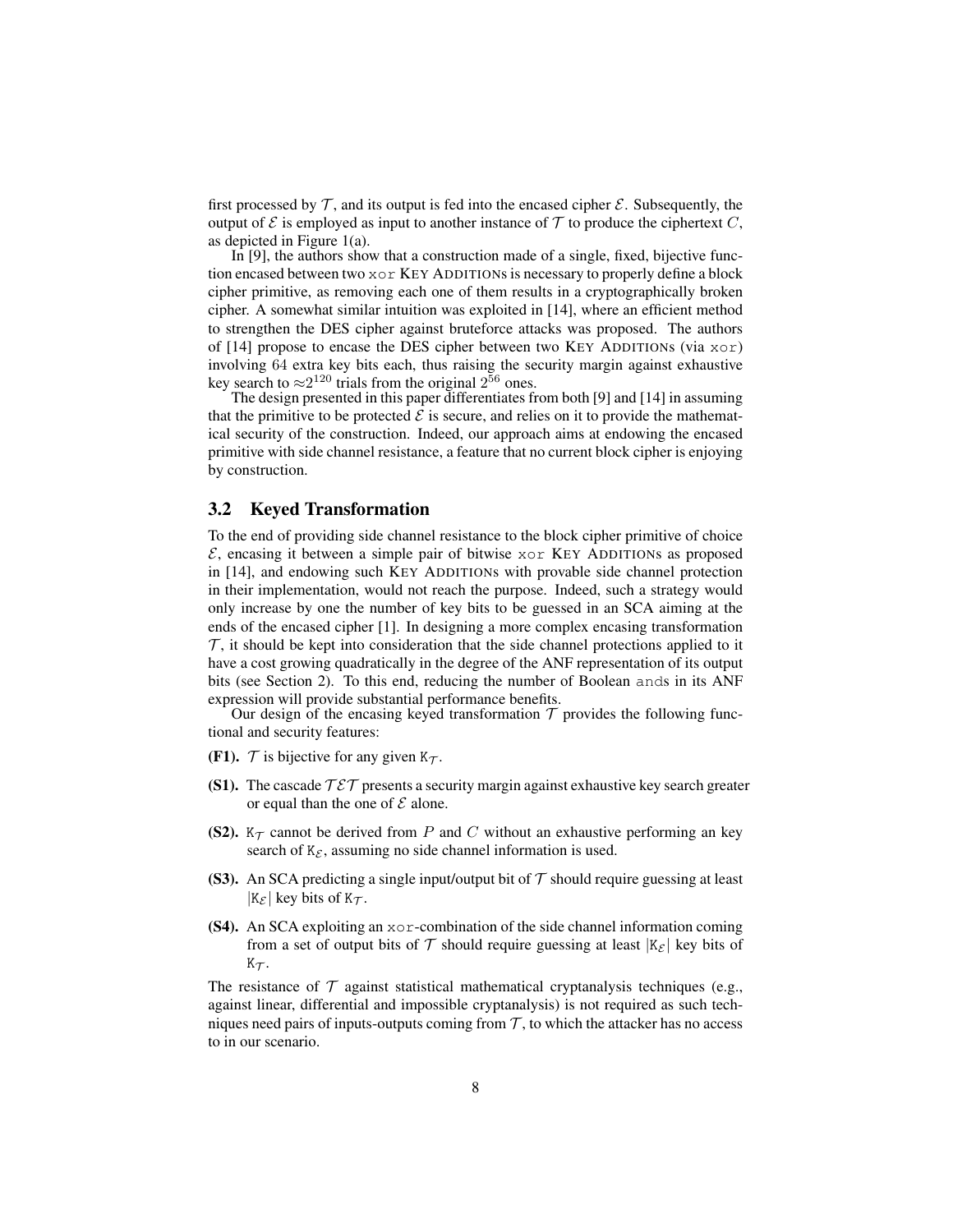first processed by $\mathcal{T}$, and its output is fed into the encased cipher $\mathcal{E}$. Subsequently, the output of $\mathcal{E}$ is employed as input to another instance of $\mathcal{T}$ to produce the ciphertext $C$, as depicted in Figure 1(a).

In [9], the authors show that a construction made of a single, fixed, bijective function encased between two `xor` KEY ADDITIONs is necessary to properly define a block cipher primitive, as removing each one of them results in a cryptographically broken cipher. A somewhat similar intuition was exploited in [14], where an efficient method to strengthen the DES cipher against bruteforce attacks was proposed. The authors of [14] propose to encase the DES cipher between two KEY ADDITIONs (via `xor`) involving 64 extra key bits each, thus raising the security margin against exhaustive key search to $\approx 2^{120}$ trials from the original $2^{56}$ ones.

The design presented in this paper differentiates from both [9] and [14] in assuming that the primitive to be protected $\mathcal{E}$ is secure, and relies on it to provide the mathematical security of the construction. Indeed, our approach aims at endowing the encased primitive with side channel resistance, a feature that no current block cipher is enjoying by construction.

## 3.2 Keyed Transformation

To the end of providing side channel resistance to the block cipher primitive of choice $\mathcal{E}$, encasing it between a simple pair of bitwise `xor` KEY ADDITIONs as proposed in [14], and endowing such KEY ADDITIONs with provable side channel protection in their implementation, would not reach the purpose. Indeed, such a strategy would only increase by one the number of key bits to be guessed in an SCA aiming at the ends of the encased cipher [1]. In designing a more complex encasing transformation $\mathcal{T}$, it should be kept into consideration that the side channel protections applied to it have a cost growing quadratically in the degree of the ANF representation of its output bits (see Section 2). To this end, reducing the number of Boolean `and`s in its ANF expression will provide substantial performance benefits.

Our design of the encasing keyed transformation $\mathcal{T}$ provides the following functional and security features:

- **(F1).** $\mathcal{T}$ is bijective for any given $\mathtt{K}_{\mathcal{T}}$.
- **(S1).** The cascade $\mathcal{TET}$ presents a security margin against exhaustive key search greater or equal than the one of $\mathcal{E}$ alone.
- **(S2).** $\mathtt{K}_{\mathcal{T}}$ cannot be derived from $P$ and $C$ without an exhaustive performing an key search of $\mathtt{K}_{\mathcal{E}}$, assuming no side channel information is used.
- **(S3).** An SCA predicting a single input/output bit of $\mathcal{T}$ should require guessing at least $|\mathtt{K}_{\mathcal{E}}|$ key bits of $\mathtt{K}_{\mathcal{T}}$.
- **(S4).** An SCA exploiting an `xor`-combination of the side channel information coming from a set of output bits of $\mathcal{T}$ should require guessing at least $|\mathtt{K}_{\mathcal{E}}|$ key bits of $\mathtt{K}_{\mathcal{T}}$.

The resistance of $\mathcal{T}$ against statistical mathematical cryptanalysis techniques (e.g., against linear, differential and impossible cryptanalysis) is not required as such techniques need pairs of inputs-outputs coming from $\mathcal{T}$, to which the attacker has no access to in our scenario.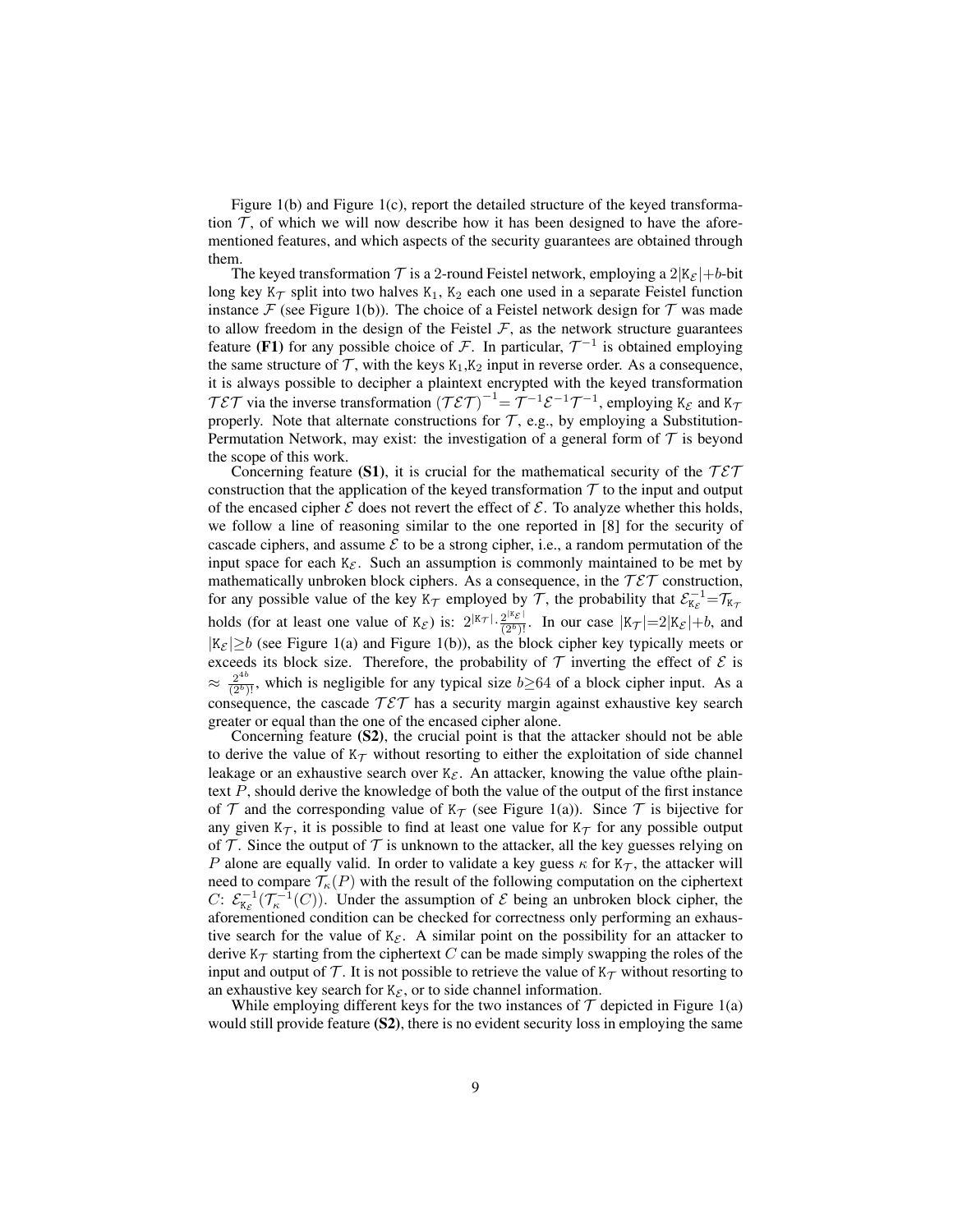Figure 1(b) and Figure 1(c), report the detailed structure of the keyed transformation $\mathcal{T}$, of which we will now describe how it has been designed to have the aforementioned features, and which aspects of the security guarantees are obtained through them.

The keyed transformation $\mathcal{T}$ is a 2-round Feistel network, employing a $2|\mathtt{K}_\mathcal{E}|+b$-bit long key $\mathtt{K}_\mathcal{T}$ split into two halves $\mathtt{K}_1$, $\mathtt{K}_2$ each one used in a separate Feistel function instance $\mathcal{F}$ (see Figure 1(b)). The choice of a Feistel network design for $\mathcal{T}$ was made to allow freedom in the design of the Feistel $\mathcal{F}$, as the network structure guarantees feature **(F1)** for any possible choice of $\mathcal{F}$. In particular, $\mathcal{T}^{-1}$ is obtained employing the same structure of $\mathcal{T}$, with the keys $\mathtt{K}_1$,$\mathtt{K}_2$ input in reverse order. As a consequence, it is always possible to decipher a plaintext encrypted with the keyed transformation $\mathcal{TET}$ via the inverse transformation $(\mathcal{TET})^{-1}{=}\,\mathcal{T}^{-1}\mathcal{E}^{-1}\mathcal{T}^{-1}$, employing $\mathtt{K}_\mathcal{E}$ and $\mathtt{K}_\mathcal{T}$ properly. Note that alternate constructions for $\mathcal{T}$, e.g., by employing a Substitution-Permutation Network, may exist: the investigation of a general form of $\mathcal{T}$ is beyond the scope of this work.

Concerning feature **(S1)**, it is crucial for the mathematical security of the $\mathcal{TET}$ construction that the application of the keyed transformation $\mathcal{T}$ to the input and output of the encased cipher $\mathcal{E}$ does not revert the effect of $\mathcal{E}$. To analyze whether this holds, we follow a line of reasoning similar to the one reported in [8] for the security of cascade ciphers, and assume $\mathcal{E}$ to be a strong cipher, i.e., a random permutation of the input space for each $\mathtt{K}_\mathcal{E}$. Such an assumption is commonly maintained to be met by mathematically unbroken block ciphers. As a consequence, in the $\mathcal{TET}$ construction, for any possible value of the key $\mathtt{K}_\mathcal{T}$ employed by $\mathcal{T}$, the probability that $\mathcal{E}^{-1}_{\mathtt{K}_\mathcal{E}}{=}\mathcal{T}_{\mathtt{K}_\mathcal{T}}$ holds (for at least one value of $\mathtt{K}_\mathcal{E}$) is: $2^{|\mathtt{K}_\mathcal{T}|}\cdot\frac{2^{|\mathtt{K}_\mathcal{E}|}}{(2^b)!}$. In our case $|\mathtt{K}_\mathcal{T}|{=}2|\mathtt{K}_\mathcal{E}|{+}b$, and $|\mathtt{K}_\mathcal{E}|{\geq}b$ (see Figure 1(a) and Figure 1(b)), as the block cipher key typically meets or exceeds its block size. Therefore, the probability of $\mathcal{T}$ inverting the effect of $\mathcal{E}$ is $\approx\frac{2^{4b}}{(2^b)!}$, which is negligible for any typical size $b{\geq}64$ of a block cipher input. As a consequence, the cascade $\mathcal{TET}$ has a security margin against exhaustive key search greater or equal than the one of the encased cipher alone.

Concerning feature **(S2)**, the crucial point is that the attacker should not be able to derive the value of $\mathtt{K}_\mathcal{T}$ without resorting to either the exploitation of side channel leakage or an exhaustive search over $\mathtt{K}_\mathcal{E}$. An attacker, knowing the value ofthe plaintext $P$, should derive the knowledge of both the value of the output of the first instance of $\mathcal{T}$ and the corresponding value of $\mathtt{K}_\mathcal{T}$ (see Figure 1(a)). Since $\mathcal{T}$ is bijective for any given $\mathtt{K}_\mathcal{T}$, it is possible to find at least one value for $\mathtt{K}_\mathcal{T}$ for any possible output of $\mathcal{T}$. Since the output of $\mathcal{T}$ is unknown to the attacker, all the key guesses relying on $P$ alone are equally valid. In order to validate a key guess $\kappa$ for $\mathtt{K}_\mathcal{T}$, the attacker will need to compare $\mathcal{T}_\kappa(P)$ with the result of the following computation on the ciphertext $C$: $\mathcal{E}^{-1}_{\mathtt{K}_\mathcal{E}}(\mathcal{T}^{-1}_\kappa(C))$. Under the assumption of $\mathcal{E}$ being an unbroken block cipher, the aforementioned condition can be checked for correctness only performing an exhaustive search for the value of $\mathtt{K}_\mathcal{E}$. A similar point on the possibility for an attacker to derive $\mathtt{K}_\mathcal{T}$ starting from the ciphertext $C$ can be made simply swapping the roles of the input and output of $\mathcal{T}$. It is not possible to retrieve the value of $\mathtt{K}_\mathcal{T}$ without resorting to an exhaustive key search for $\mathtt{K}_\mathcal{E}$, or to side channel information.

While employing different keys for the two instances of $\mathcal{T}$ depicted in Figure 1(a) would still provide feature **(S2)**, there is no evident security loss in employing the same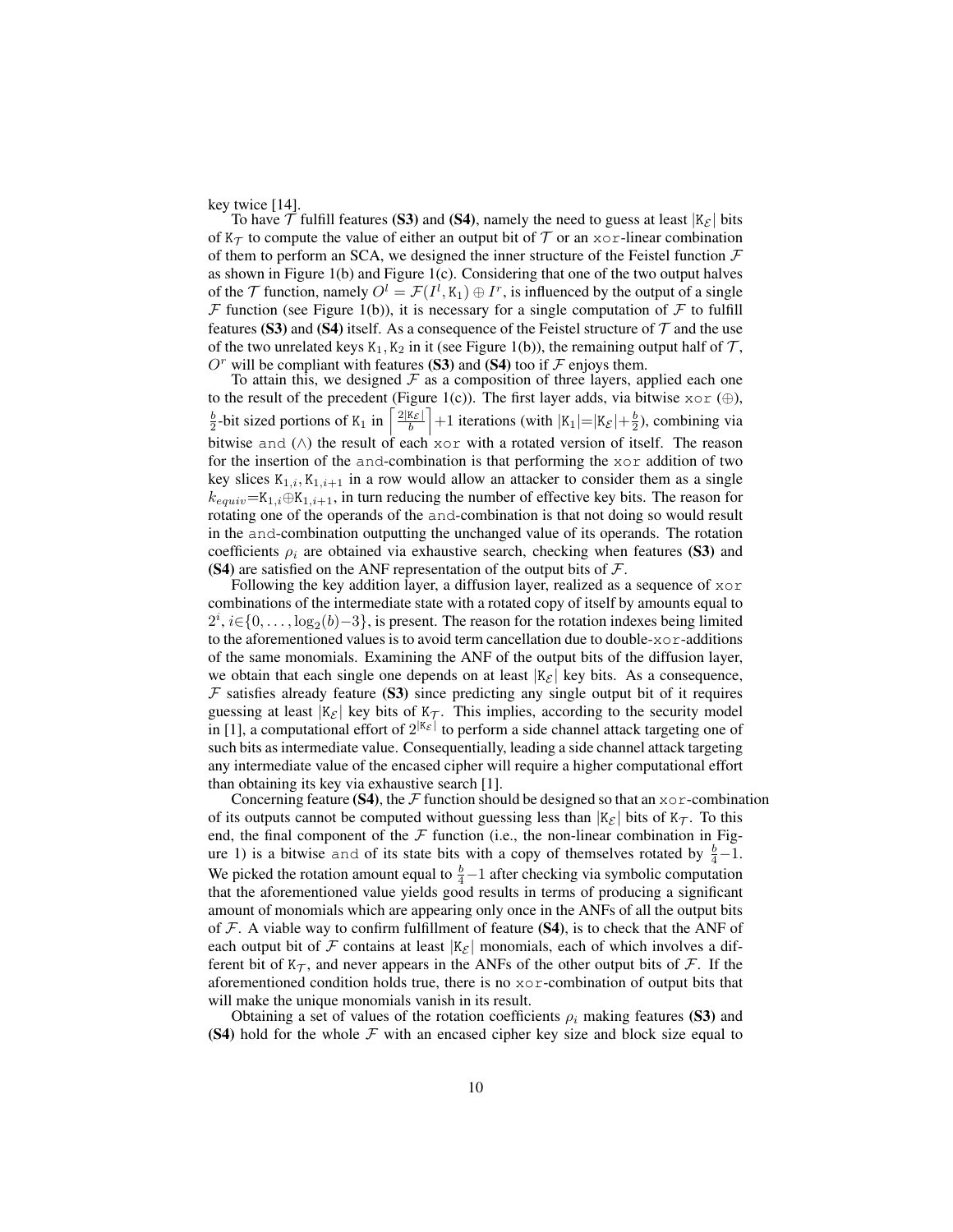key twice [14].

To have $\mathcal{T}$ fulfill features **(S3)** and **(S4)**, namely the need to guess at least $|\mathtt{K}_\mathcal{E}|$ bits of $\mathtt{K}_\mathcal{T}$ to compute the value of either an output bit of $\mathcal{T}$ or an xor-linear combination of them to perform an SCA, we designed the inner structure of the Feistel function $\mathcal{F}$ as shown in Figure 1(b) and Figure 1(c). Considering that one of the two output halves of the $\mathcal{T}$ function, namely $O^l = \mathcal{F}(I^l, \mathtt{K}_1) \oplus I^r$, is influenced by the output of a single $\mathcal{F}$ function (see Figure 1(b)), it is necessary for a single computation of $\mathcal{F}$ to fulfill features **(S3)** and **(S4)** itself. As a consequence of the Feistel structure of $\mathcal{T}$ and the use of the two unrelated keys $\mathtt{K}_1, \mathtt{K}_2$ in it (see Figure 1(b)), the remaining output half of $\mathcal{T}$, $O^r$ will be compliant with features **(S3)** and **(S4)** too if $\mathcal{F}$ enjoys them.

To attain this, we designed $\mathcal{F}$ as a composition of three layers, applied each one to the result of the precedent (Figure 1(c)). The first layer adds, via bitwise xor ($\oplus$), $\frac{b}{2}$-bit sized portions of $\mathtt{K}_1$ in $\left\lceil \frac{2|\mathtt{K}_\mathcal{E}|}{b} \right\rceil + 1$ iterations (with $|\mathtt{K}_1| = |\mathtt{K}_\mathcal{E}| + \frac{b}{2}$), combining via bitwise and ($\wedge$) the result of each xor with a rotated version of itself. The reason for the insertion of the and-combination is that performing the xor addition of two key slices $\mathtt{K}_{1,i}, \mathtt{K}_{1,i+1}$ in a row would allow an attacker to consider them as a single $k_{equiv} = \mathtt{K}_{1,i} \oplus \mathtt{K}_{1,i+1}$, in turn reducing the number of effective key bits. The reason for rotating one of the operands of the and-combination is that not doing so would result in the and-combination outputting the unchanged value of its operands. The rotation coefficients $\rho_i$ are obtained via exhaustive search, checking when features **(S3)** and **(S4)** are satisfied on the ANF representation of the output bits of $\mathcal{F}$.

Following the key addition layer, a diffusion layer, realized as a sequence of xor combinations of the intermediate state with a rotated copy of itself by amounts equal to $2^i$, $i \in \{0, \ldots, \log_2(b) - 3\}$, is present. The reason for the rotation indexes being limited to the aforementioned values is to avoid term cancellation due to double-xor-additions of the same monomials. Examining the ANF of the output bits of the diffusion layer, we obtain that each single one depends on at least $|\mathtt{K}_\mathcal{E}|$ key bits. As a consequence, $\mathcal{F}$ satisfies already feature **(S3)** since predicting any single output bit of it requires guessing at least $|\mathtt{K}_\mathcal{E}|$ key bits of $\mathtt{K}_\mathcal{T}$. This implies, according to the security model in [1], a computational effort of $2^{|\mathtt{K}_\mathcal{E}|}$ to perform a side channel attack targeting one of such bits as intermediate value. Consequentially, leading a side channel attack targeting any intermediate value of the encased cipher will require a higher computational effort than obtaining its key via exhaustive search [1].

Concerning feature **(S4)**, the $\mathcal{F}$ function should be designed so that an xor-combination of its outputs cannot be computed without guessing less than $|\mathtt{K}_\mathcal{E}|$ bits of $\mathtt{K}_\mathcal{T}$. To this end, the final component of the $\mathcal{F}$ function (i.e., the non-linear combination in Figure 1) is a bitwise and of its state bits with a copy of themselves rotated by $\frac{b}{4} - 1$. We picked the rotation amount equal to $\frac{b}{4} - 1$ after checking via symbolic computation that the aforementioned value yields good results in terms of producing a significant amount of monomials which are appearing only once in the ANFs of all the output bits of $\mathcal{F}$. A viable way to confirm fulfillment of feature **(S4)**, is to check that the ANF of each output bit of $\mathcal{F}$ contains at least $|\mathtt{K}_\mathcal{E}|$ monomials, each of which involves a different bit of $\mathtt{K}_\mathcal{T}$, and never appears in the ANFs of the other output bits of $\mathcal{F}$. If the aforementioned condition holds true, there is no xor-combination of output bits that will make the unique monomials vanish in its result.

Obtaining a set of values of the rotation coefficients $\rho_i$ making features **(S3)** and **(S4)** hold for the whole $\mathcal{F}$ with an encased cipher key size and block size equal to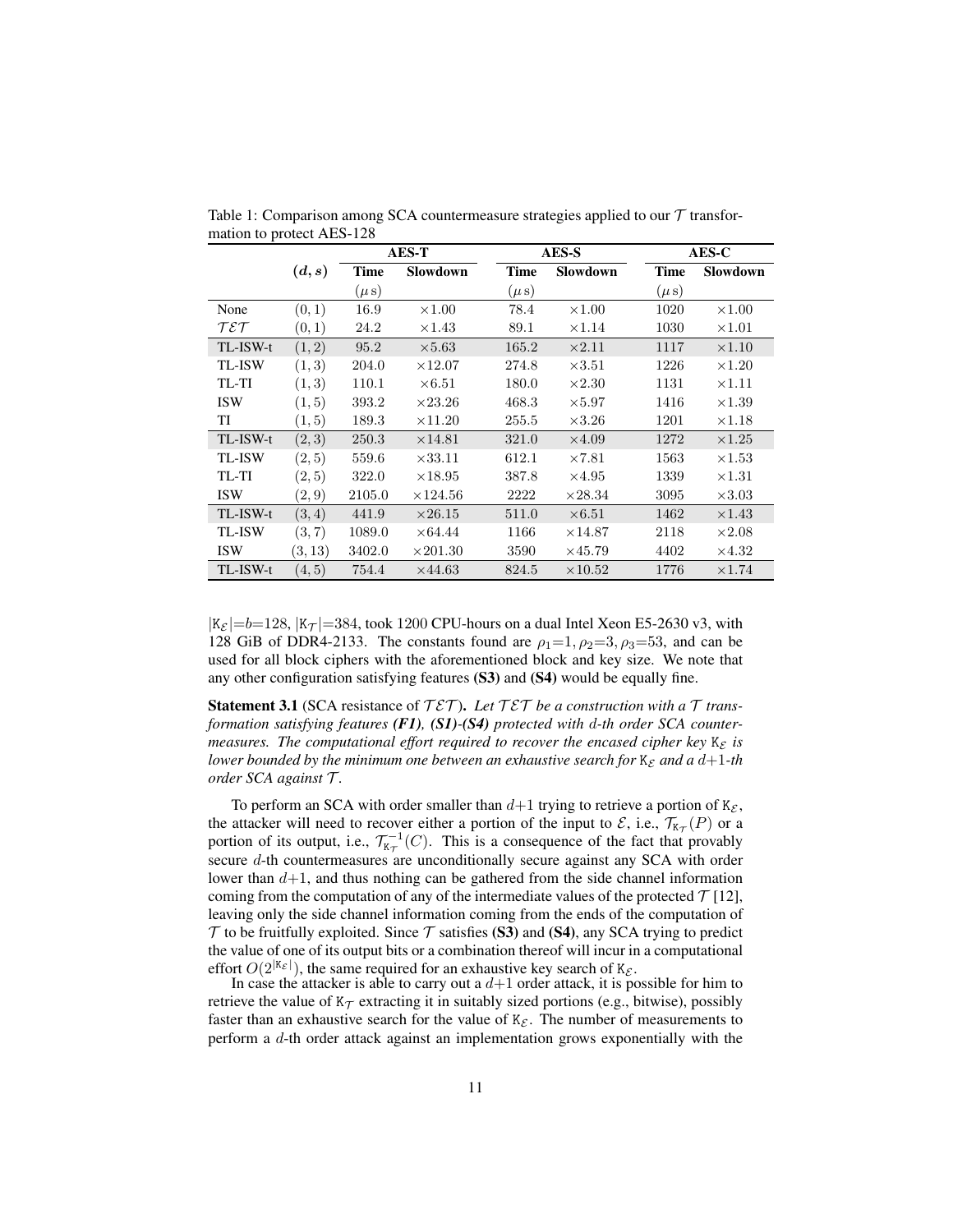Table 1: Comparison among SCA countermeasure strategies applied to our $\mathcal{T}$ transformation to protect AES-128

| | $(d, s)$ | AES-T | | AES-S | | AES-C | |
|---|---|---|---|---|---|---|---|
| | | Time ($\mu$s) | Slowdown | Time ($\mu$s) | Slowdown | Time ($\mu$s) | Slowdown |
| None | $(0, 1)$ | 16.9 | $\times 1.00$ | 78.4 | $\times 1.00$ | 1020 | $\times 1.00$ |
| $\mathcal{TET}$ | $(0, 1)$ | 24.2 | $\times 1.43$ | 89.1 | $\times 1.14$ | 1030 | $\times 1.01$ |
| TL-ISW-t | $(1, 2)$ | 95.2 | $\times 5.63$ | 165.2 | $\times 2.11$ | 1117 | $\times 1.10$ |
| TL-ISW | $(1, 3)$ | 204.0 | $\times 12.07$ | 274.8 | $\times 3.51$ | 1226 | $\times 1.20$ |
| TL-TI | $(1, 3)$ | 110.1 | $\times 6.51$ | 180.0 | $\times 2.30$ | 1131 | $\times 1.11$ |
| ISW | $(1, 5)$ | 393.2 | $\times 23.26$ | 468.3 | $\times 5.97$ | 1416 | $\times 1.39$ |
| TI | $(1, 5)$ | 189.3 | $\times 11.20$ | 255.5 | $\times 3.26$ | 1201 | $\times 1.18$ |
| TL-ISW-t | $(2, 3)$ | 250.3 | $\times 14.81$ | 321.0 | $\times 4.09$ | 1272 | $\times 1.25$ |
| TL-ISW | $(2, 5)$ | 559.6 | $\times 33.11$ | 612.1 | $\times 7.81$ | 1563 | $\times 1.53$ |
| TL-TI | $(2, 5)$ | 322.0 | $\times 18.95$ | 387.8 | $\times 4.95$ | 1339 | $\times 1.31$ |
| ISW | $(2, 9)$ | 2105.0 | $\times 124.56$ | 2222 | $\times 28.34$ | 3095 | $\times 3.03$ |
| TL-ISW-t | $(3, 4)$ | 441.9 | $\times 26.15$ | 511.0 | $\times 6.51$ | 1462 | $\times 1.43$ |
| TL-ISW | $(3, 7)$ | 1089.0 | $\times 64.44$ | 1166 | $\times 14.87$ | 2118 | $\times 2.08$ |
| ISW | $(3, 13)$ | 3402.0 | $\times 201.30$ | 3590 | $\times 45.79$ | 4402 | $\times 4.32$ |
| TL-ISW-t | $(4, 5)$ | 754.4 | $\times 44.63$ | 824.5 | $\times 10.52$ | 1776 | $\times 1.74$ |

$|\mathtt{K}_\mathcal{E}|$=$b$=128, $|\mathtt{K}_\mathcal{T}|$=384, took 1200 CPU-hours on a dual Intel Xeon E5-2630 v3, with 128 GiB of DDR4-2133. The constants found are $\rho_1$=1, $\rho_2$=3, $\rho_3$=53, and can be used for all block ciphers with the aforementioned block and key size. We note that any other configuration satisfying features **(S3)** and **(S4)** would be equally fine.

**Statement 3.1** (SCA resistance of $\mathcal{TET}$)**.** *Let $\mathcal{TET}$ be a construction with a $\mathcal{T}$ transformation satisfying features **(F1)**, **(S1)-(S4)** protected with $d$-th order SCA countermeasures. The computational effort required to recover the encased cipher key $\mathtt{K}_\mathcal{E}$ is lower bounded by the minimum one between an exhaustive search for $\mathtt{K}_\mathcal{E}$ and a $d$+1-th order SCA against $\mathcal{T}$.*

To perform an SCA with order smaller than $d$+1 trying to retrieve a portion of $\mathtt{K}_\mathcal{E}$, the attacker will need to recover either a portion of the input to $\mathcal{E}$, i.e., $\mathcal{T}_{\mathtt{K}_\mathcal{T}}(P)$ or a portion of its output, i.e., $\mathcal{T}^{-1}_{\mathtt{K}_\mathcal{T}}(C)$. This is a consequence of the fact that provably secure $d$-th countermeasures are unconditionally secure against any SCA with order lower than $d$+1, and thus nothing can be gathered from the side channel information coming from the computation of any of the intermediate values of the protected $\mathcal{T}$ [12], leaving only the side channel information coming from the ends of the computation of $\mathcal{T}$ to be fruitfully exploited. Since $\mathcal{T}$ satisfies **(S3)** and **(S4)**, any SCA trying to predict the value of one of its output bits or a combination thereof will incur in a computational effort $O(2^{|\mathtt{K}_\mathcal{E}|})$, the same required for an exhaustive key search of $\mathtt{K}_\mathcal{E}$.

In case the attacker is able to carry out a $d$+1 order attack, it is possible for him to retrieve the value of $\mathtt{K}_\mathcal{T}$ extracting it in suitably sized portions (e.g., bitwise), possibly faster than an exhaustive search for the value of $\mathtt{K}_\mathcal{E}$. The number of measurements to perform a $d$-th order attack against an implementation grows exponentially with the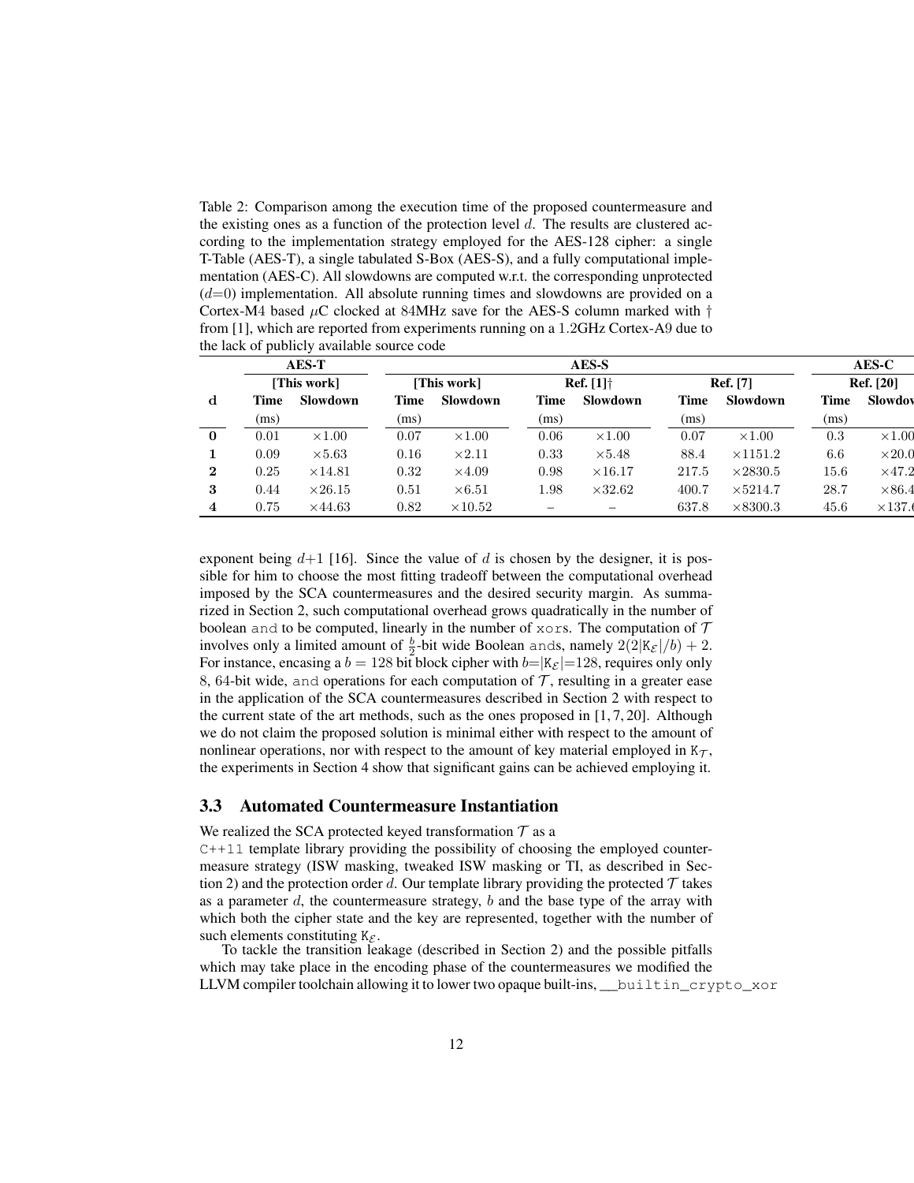Table 2: Comparison among the execution time of the proposed countermeasure and the existing ones as a function of the protection level $d$. The results are clustered according to the implementation strategy employed for the AES-128 cipher: a single T-Table (AES-T), a single tabulated S-Box (AES-S), and a fully computational implementation (AES-C). All slowdowns are computed w.r.t. the corresponding unprotected ($d$=0) implementation. All absolute running times and slowdowns are provided on a Cortex-M4 based $\mu$C clocked at 84MHz save for the AES-S column marked with † from [1], which are reported from experiments running on a 1.2GHz Cortex-A9 due to the lack of publicly available source code

| | AES-T | | AES-S | | | | | | AES-C | |
|---|---|---|---|---|---|---|---|---|---|---|
| | [This work] | | [This work] | | Ref. [1]† | | Ref. [7] | | Ref. [20] | |
| d | Time (ms) | Slowdown | Time (ms) | Slowdown | Time (ms) | Slowdown | Time (ms) | Slowdown | Time (ms) | Slowdown |
| **0** | 0.01 | ×1.00 | 0.07 | ×1.00 | 0.06 | ×1.00 | 0.07 | ×1.00 | 0.3 | ×1.00 |
| **1** | 0.09 | ×5.63 | 0.16 | ×2.11 | 0.33 | ×5.48 | 88.4 | ×1151.2 | 6.6 | ×20.0 |
| **2** | 0.25 | ×14.81 | 0.32 | ×4.09 | 0.98 | ×16.17 | 217.5 | ×2830.5 | 15.6 | ×47.2 |
| **3** | 0.44 | ×26.15 | 0.51 | ×6.51 | 1.98 | ×32.62 | 400.7 | ×5214.7 | 28.7 | ×86.4 |
| **4** | 0.75 | ×44.63 | 0.82 | ×10.52 | – | – | 637.8 | ×8300.3 | 45.6 | ×137.6 |

exponent being $d$+1 [16]. Since the value of $d$ is chosen by the designer, it is possible for him to choose the most fitting tradeoff between the computational overhead imposed by the SCA countermeasures and the desired security margin. As summarized in Section 2, such computational overhead grows quadratically in the number of boolean and to be computed, linearly in the number of xors. The computation of $\mathcal{T}$ involves only a limited amount of $\frac{b}{2}$-bit wide Boolean ands, namely $2(2|\mathtt{K}_{\mathcal{E}}|/b) + 2$. For instance, encasing a $b = 128$ bit block cipher with $b$=$|\mathtt{K}_{\mathcal{E}}|$=128, requires only only 8, 64-bit wide, and operations for each computation of $\mathcal{T}$, resulting in a greater ease in the application of the SCA countermeasures described in Section 2 with respect to the current state of the art methods, such as the ones proposed in [1, 7, 20]. Although we do not claim the proposed solution is minimal either with respect to the amount of nonlinear operations, nor with respect to the amount of key material employed in $\mathtt{K}_{\mathcal{T}}$, the experiments in Section 4 show that significant gains can be achieved employing it.

### 3.3 Automated Countermeasure Instantiation

We realized the SCA protected keyed transformation $\mathcal{T}$ as a C++11 template library providing the possibility of choosing the employed countermeasure strategy (ISW masking, tweaked ISW masking or TI, as described in Section 2) and the protection order $d$. Our template library providing the protected $\mathcal{T}$ takes as a parameter $d$, the countermeasure strategy, $b$ and the base type of the array with which both the cipher state and the key are represented, together with the number of such elements constituting $\mathtt{K}_{\mathcal{E}}$.

To tackle the transition leakage (described in Section 2) and the possible pitfalls which may take place in the encoding phase of the countermeasures we modified the LLVM compiler toolchain allowing it to lower two opaque built-ins, `__builtin_crypto_xor`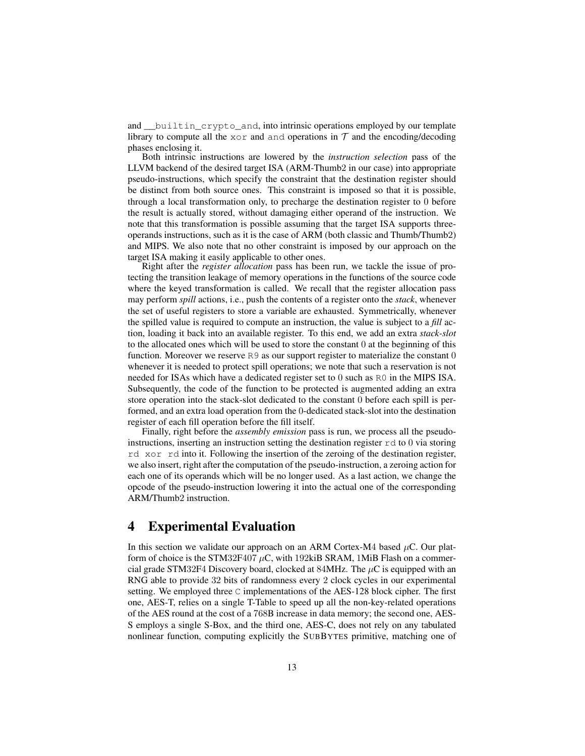and __builtin_crypto_and, into intrinsic operations employed by our template library to compute all the xor and and operations in $\mathcal{T}$ and the encoding/decoding phases enclosing it.

Both intrinsic instructions are lowered by the *instruction selection* pass of the LLVM backend of the desired target ISA (ARM-Thumb2 in our case) into appropriate pseudo-instructions, which specify the constraint that the destination register should be distinct from both source ones. This constraint is imposed so that it is possible, through a local transformation only, to precharge the destination register to 0 before the result is actually stored, without damaging either operand of the instruction. We note that this transformation is possible assuming that the target ISA supports three-operands instructions, such as it is the case of ARM (both classic and Thumb/Thumb2) and MIPS. We also note that no other constraint is imposed by our approach on the target ISA making it easily applicable to other ones.

Right after the *register allocation* pass has been run, we tackle the issue of protecting the transition leakage of memory operations in the functions of the source code where the keyed transformation is called. We recall that the register allocation pass may perform *spill* actions, i.e., push the contents of a register onto the *stack*, whenever the set of useful registers to store a variable are exhausted. Symmetrically, whenever the spilled value is required to compute an instruction, the value is subject to a *fill* action, loading it back into an available register. To this end, we add an extra *stack-slot* to the allocated ones which will be used to store the constant 0 at the beginning of this function. Moreover we reserve R9 as our support register to materialize the constant 0 whenever it is needed to protect spill operations; we note that such a reservation is not needed for ISAs which have a dedicated register set to 0 such as R0 in the MIPS ISA. Subsequently, the code of the function to be protected is augmented adding an extra store operation into the stack-slot dedicated to the constant 0 before each spill is performed, and an extra load operation from the 0-dedicated stack-slot into the destination register of each fill operation before the fill itself.

Finally, right before the *assembly emission* pass is run, we process all the pseudo-instructions, inserting an instruction setting the destination register rd to 0 via storing rd xor rd into it. Following the insertion of the zeroing of the destination register, we also insert, right after the computation of the pseudo-instruction, a zeroing action for each one of its operands which will be no longer used. As a last action, we change the opcode of the pseudo-instruction lowering it into the actual one of the corresponding ARM/Thumb2 instruction.

# 4 Experimental Evaluation

In this section we validate our approach on an ARM Cortex-M4 based $\mu$C. Our platform of choice is the STM32F407 $\mu$C, with 192kiB SRAM, 1MiB Flash on a commercial grade STM32F4 Discovery board, clocked at 84MHz. The $\mu$C is equipped with an RNG able to provide 32 bits of randomness every 2 clock cycles in our experimental setting. We employed three C implementations of the AES-128 block cipher. The first one, AES-T, relies on a single T-Table to speed up all the non-key-related operations of the AES round at the cost of a 768B increase in data memory; the second one, AES-S employs a single S-Box, and the third one, AES-C, does not rely on any tabulated nonlinear function, computing explicitly the SUBBYTES primitive, matching one of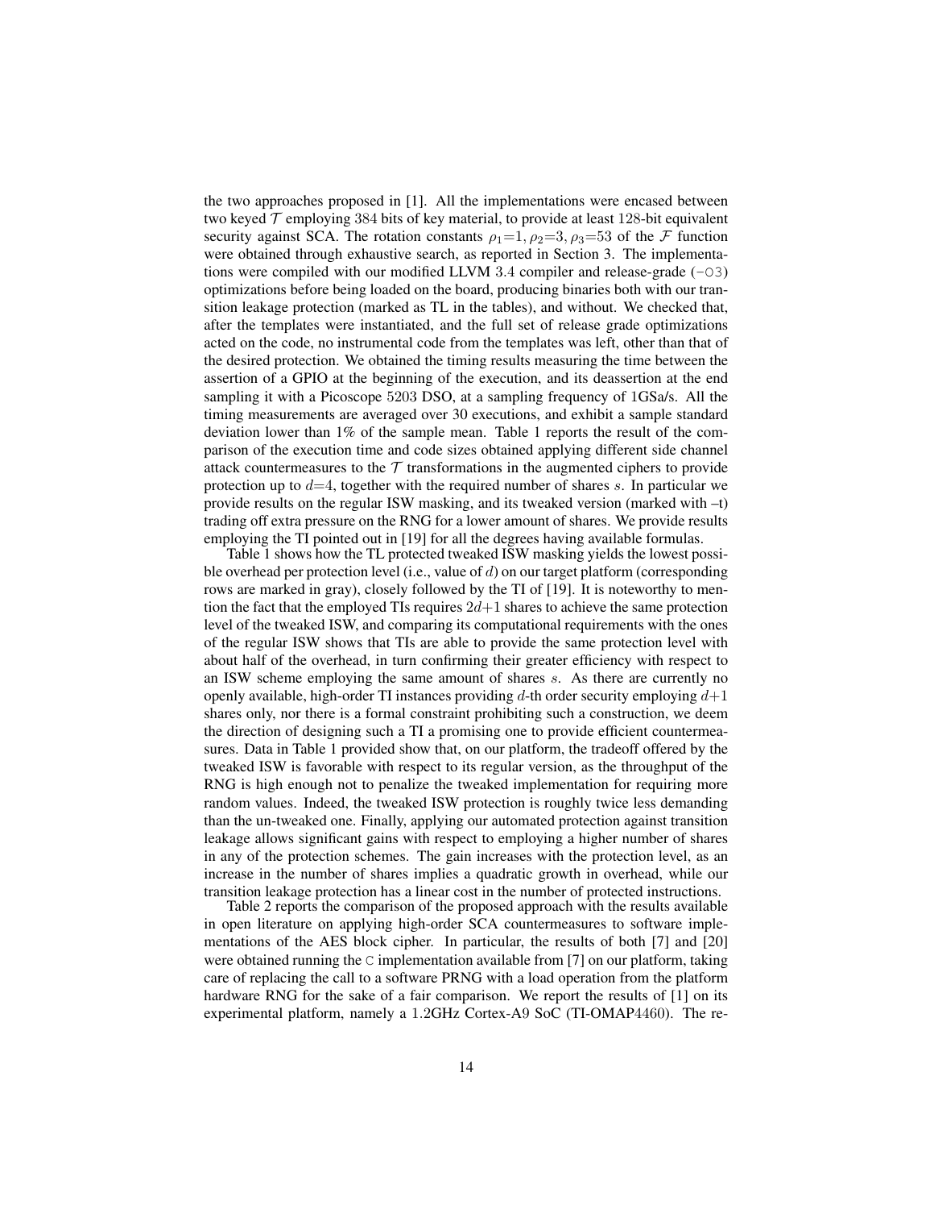the two approaches proposed in [1]. All the implementations were encased between two keyed $\mathcal{T}$ employing 384 bits of key material, to provide at least 128-bit equivalent security against SCA. The rotation constants $\rho_1$=1, $\rho_2$=3, $\rho_3$=53 of the $\mathcal{F}$ function were obtained through exhaustive search, as reported in Section 3. The implementations were compiled with our modified LLVM 3.4 compiler and release-grade (`-O3`) optimizations before being loaded on the board, producing binaries both with our transition leakage protection (marked as TL in the tables), and without. We checked that, after the templates were instantiated, and the full set of release grade optimizations acted on the code, no instrumental code from the templates was left, other than that of the desired protection. We obtained the timing results measuring the time between the assertion of a GPIO at the beginning of the execution, and its deassertion at the end sampling it with a Picoscope 5203 DSO, at a sampling frequency of 1GSa/s. All the timing measurements are averaged over 30 executions, and exhibit a sample standard deviation lower than 1% of the sample mean. Table 1 reports the result of the comparison of the execution time and code sizes obtained applying different side channel attack countermeasures to the $\mathcal{T}$ transformations in the augmented ciphers to provide protection up to $d$=4, together with the required number of shares $s$. In particular we provide results on the regular ISW masking, and its tweaked version (marked with –t) trading off extra pressure on the RNG for a lower amount of shares. We provide results employing the TI pointed out in [19] for all the degrees having available formulas.

Table 1 shows how the TL protected tweaked ISW masking yields the lowest possible overhead per protection level (i.e., value of $d$) on our target platform (corresponding rows are marked in gray), closely followed by the TI of [19]. It is noteworthy to mention the fact that the employed TIs requires $2d$+1 shares to achieve the same protection level of the tweaked ISW, and comparing its computational requirements with the ones of the regular ISW shows that TIs are able to provide the same protection level with about half of the overhead, in turn confirming their greater efficiency with respect to an ISW scheme employing the same amount of shares $s$. As there are currently no openly available, high-order TI instances providing $d$-th order security employing $d$+1 shares only, nor there is a formal constraint prohibiting such a construction, we deem the direction of designing such a TI a promising one to provide efficient countermeasures. Data in Table 1 provided show that, on our platform, the tradeoff offered by the tweaked ISW is favorable with respect to its regular version, as the throughput of the RNG is high enough not to penalize the tweaked implementation for requiring more random values. Indeed, the tweaked ISW protection is roughly twice less demanding than the un-tweaked one. Finally, applying our automated protection against transition leakage allows significant gains with respect to employing a higher number of shares in any of the protection schemes. The gain increases with the protection level, as an increase in the number of shares implies a quadratic growth in overhead, while our transition leakage protection has a linear cost in the number of protected instructions.

Table 2 reports the comparison of the proposed approach with the results available in open literature on applying high-order SCA countermeasures to software implementations of the AES block cipher. In particular, the results of both [7] and [20] were obtained running the `C` implementation available from [7] on our platform, taking care of replacing the call to a software PRNG with a load operation from the platform hardware RNG for the sake of a fair comparison. We report the results of [1] on its experimental platform, namely a 1.2GHz Cortex-A9 SoC (TI-OMAP4460). The re-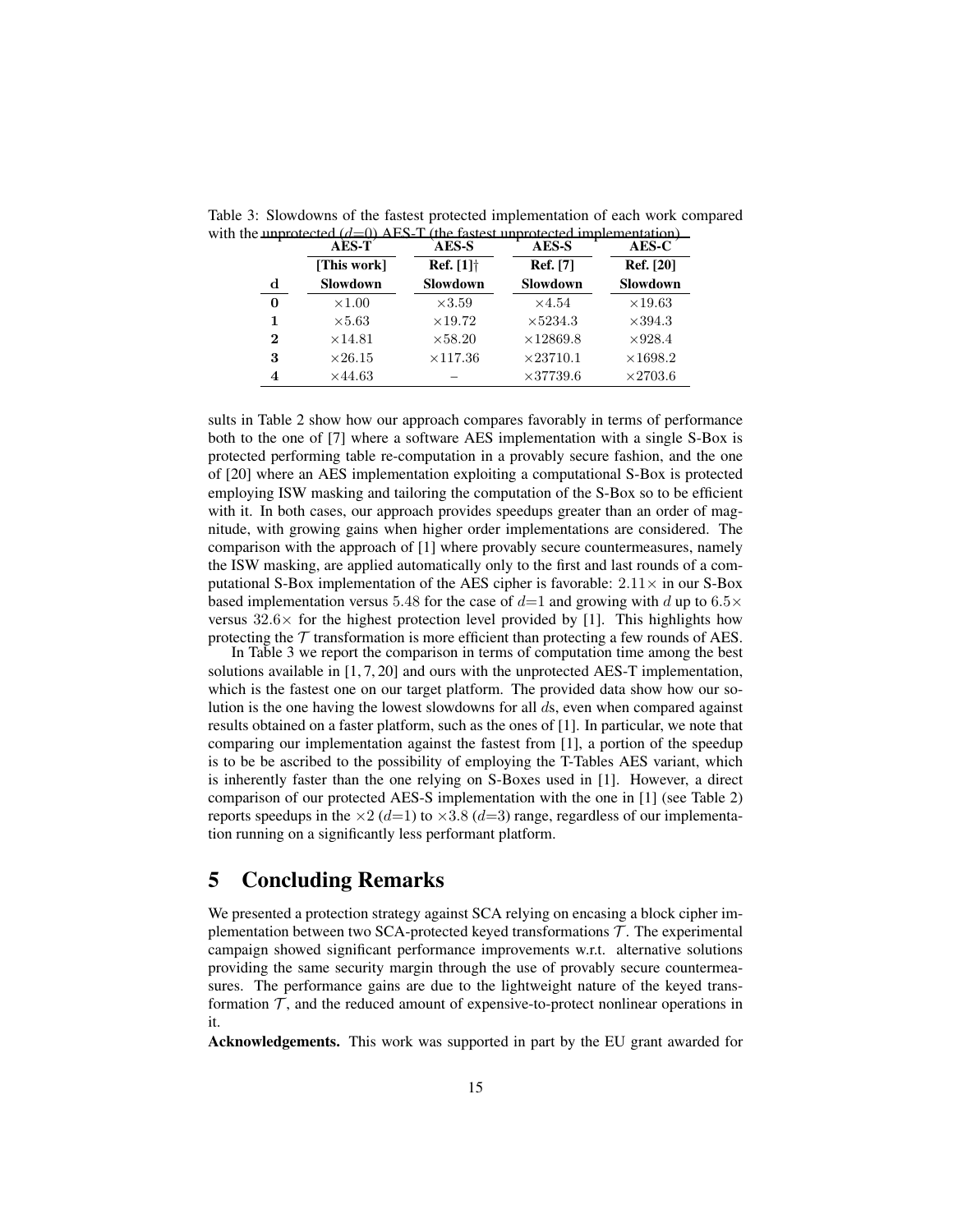Table 3: Slowdowns of the fastest protected implementation of each work compared with the unprotected ($d$=0) AES-T (the fastest unprotected implementation).

| | AES-T | AES-S | AES-S | AES-C |
|---|---|---|---|---|
| | **[This work]** | **Ref. [1]†** | **Ref. [7]** | **Ref. [20]** |
| **d** | **Slowdown** | **Slowdown** | **Slowdown** | **Slowdown** |
| **0** | $\times 1.00$ | $\times 3.59$ | $\times 4.54$ | $\times 19.63$ |
| **1** | $\times 5.63$ | $\times 19.72$ | $\times 5234.3$ | $\times 394.3$ |
| **2** | $\times 14.81$ | $\times 58.20$ | $\times 12869.8$ | $\times 928.4$ |
| **3** | $\times 26.15$ | $\times 117.36$ | $\times 23710.1$ | $\times 1698.2$ |
| **4** | $\times 44.63$ | – | $\times 37739.6$ | $\times 2703.6$ |

sults in Table 2 show how our approach compares favorably in terms of performance both to the one of [7] where a software AES implementation with a single S-Box is protected performing table re-computation in a provably secure fashion, and the one of [20] where an AES implementation exploiting a computational S-Box is protected employing ISW masking and tailoring the computation of the S-Box so to be efficient with it. In both cases, our approach provides speedups greater than an order of magnitude, with growing gains when higher order implementations are considered. The comparison with the approach of [1] where provably secure countermeasures, namely the ISW masking, are applied automatically only to the first and last rounds of a computational S-Box implementation of the AES cipher is favorable: $2.11\times$ in our S-Box based implementation versus 5.48 for the case of $d$=1 and growing with $d$ up to $6.5\times$ versus $32.6\times$ for the highest protection level provided by [1]. This highlights how protecting the $\mathcal{T}$ transformation is more efficient than protecting a few rounds of AES.

In Table 3 we report the comparison in terms of computation time among the best solutions available in [1, 7, 20] and ours with the unprotected AES-T implementation, which is the fastest one on our target platform. The provided data show how our solution is the one having the lowest slowdowns for all $d$s, even when compared against results obtained on a faster platform, such as the ones of [1]. In particular, we note that comparing our implementation against the fastest from [1], a portion of the speedup is to be be ascribed to the possibility of employing the T-Tables AES variant, which is inherently faster than the one relying on S-Boxes used in [1]. However, a direct comparison of our protected AES-S implementation with the one in [1] (see Table 2) reports speedups in the $\times 2$ ($d$=1) to $\times 3.8$ ($d$=3) range, regardless of our implementation running on a significantly less performant platform.

## 5 Concluding Remarks

We presented a protection strategy against SCA relying on encasing a block cipher implementation between two SCA-protected keyed transformations $\mathcal{T}$. The experimental campaign showed significant performance improvements w.r.t. alternative solutions providing the same security margin through the use of provably secure countermeasures. The performance gains are due to the lightweight nature of the keyed transformation $\mathcal{T}$, and the reduced amount of expensive-to-protect nonlinear operations in it.

**Acknowledgements.** This work was supported in part by the EU grant awarded for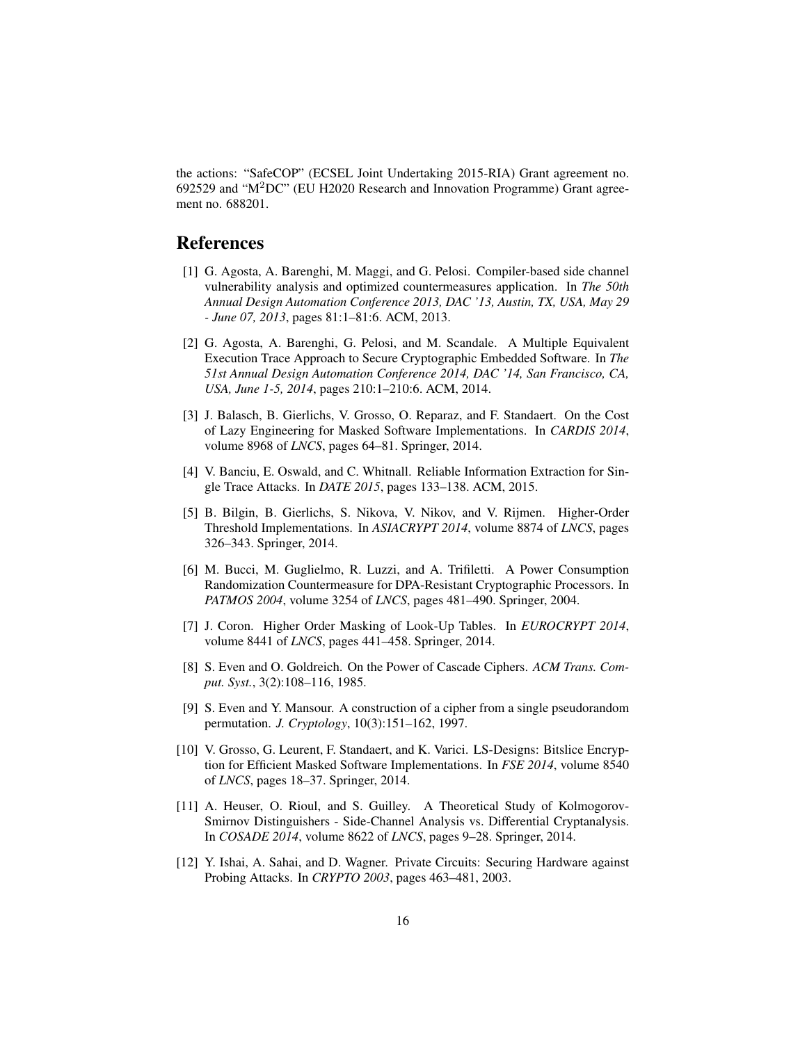the actions: "SafeCOP" (ECSEL Joint Undertaking 2015-RIA) Grant agreement no. 692529 and "M$^2$DC" (EU H2020 Research and Innovation Programme) Grant agreement no. 688201.

# References

[1] G. Agosta, A. Barenghi, M. Maggi, and G. Pelosi. Compiler-based side channel vulnerability analysis and optimized countermeasures application. In *The 50th Annual Design Automation Conference 2013, DAC '13, Austin, TX, USA, May 29 - June 07, 2013*, pages 81:1–81:6. ACM, 2013.

[2] G. Agosta, A. Barenghi, G. Pelosi, and M. Scandale. A Multiple Equivalent Execution Trace Approach to Secure Cryptographic Embedded Software. In *The 51st Annual Design Automation Conference 2014, DAC '14, San Francisco, CA, USA, June 1-5, 2014*, pages 210:1–210:6. ACM, 2014.

[3] J. Balasch, B. Gierlichs, V. Grosso, O. Reparaz, and F. Standaert. On the Cost of Lazy Engineering for Masked Software Implementations. In *CARDIS 2014*, volume 8968 of *LNCS*, pages 64–81. Springer, 2014.

[4] V. Banciu, E. Oswald, and C. Whitnall. Reliable Information Extraction for Single Trace Attacks. In *DATE 2015*, pages 133–138. ACM, 2015.

[5] B. Bilgin, B. Gierlichs, S. Nikova, V. Nikov, and V. Rijmen. Higher-Order Threshold Implementations. In *ASIACRYPT 2014*, volume 8874 of *LNCS*, pages 326–343. Springer, 2014.

[6] M. Bucci, M. Guglielmo, R. Luzzi, and A. Trifiletti. A Power Consumption Randomization Countermeasure for DPA-Resistant Cryptographic Processors. In *PATMOS 2004*, volume 3254 of *LNCS*, pages 481–490. Springer, 2004.

[7] J. Coron. Higher Order Masking of Look-Up Tables. In *EUROCRYPT 2014*, volume 8441 of *LNCS*, pages 441–458. Springer, 2014.

[8] S. Even and O. Goldreich. On the Power of Cascade Ciphers. *ACM Trans. Comput. Syst.*, 3(2):108–116, 1985.

[9] S. Even and Y. Mansour. A construction of a cipher from a single pseudorandom permutation. *J. Cryptology*, 10(3):151–162, 1997.

[10] V. Grosso, G. Leurent, F. Standaert, and K. Varici. LS-Designs: Bitslice Encryption for Efficient Masked Software Implementations. In *FSE 2014*, volume 8540 of *LNCS*, pages 18–37. Springer, 2014.

[11] A. Heuser, O. Rioul, and S. Guilley. A Theoretical Study of Kolmogorov-Smirnov Distinguishers - Side-Channel Analysis vs. Differential Cryptanalysis. In *COSADE 2014*, volume 8622 of *LNCS*, pages 9–28. Springer, 2014.

[12] Y. Ishai, A. Sahai, and D. Wagner. Private Circuits: Securing Hardware against Probing Attacks. In *CRYPTO 2003*, pages 463–481, 2003.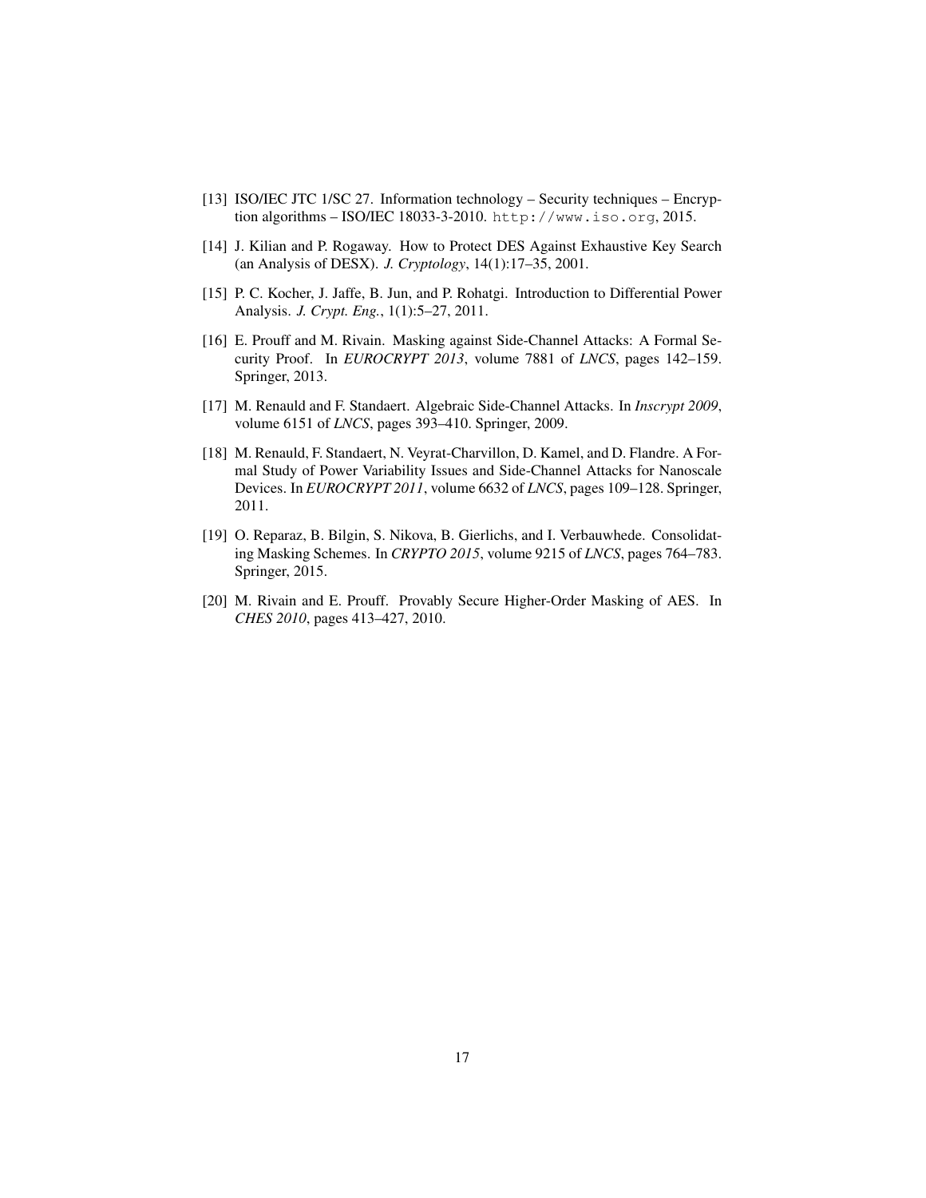[13] ISO/IEC JTC 1/SC 27. Information technology – Security techniques – Encryption algorithms – ISO/IEC 18033-3-2010. `http://www.iso.org`, 2015.

[14] J. Kilian and P. Rogaway. How to Protect DES Against Exhaustive Key Search (an Analysis of DESX). *J. Cryptology*, 14(1):17–35, 2001.

[15] P. C. Kocher, J. Jaffe, B. Jun, and P. Rohatgi. Introduction to Differential Power Analysis. *J. Crypt. Eng.*, 1(1):5–27, 2011.

[16] E. Prouff and M. Rivain. Masking against Side-Channel Attacks: A Formal Security Proof. In *EUROCRYPT 2013*, volume 7881 of *LNCS*, pages 142–159. Springer, 2013.

[17] M. Renauld and F. Standaert. Algebraic Side-Channel Attacks. In *Inscrypt 2009*, volume 6151 of *LNCS*, pages 393–410. Springer, 2009.

[18] M. Renauld, F. Standaert, N. Veyrat-Charvillon, D. Kamel, and D. Flandre. A Formal Study of Power Variability Issues and Side-Channel Attacks for Nanoscale Devices. In *EUROCRYPT 2011*, volume 6632 of *LNCS*, pages 109–128. Springer, 2011.

[19] O. Reparaz, B. Bilgin, S. Nikova, B. Gierlichs, and I. Verbauwhede. Consolidating Masking Schemes. In *CRYPTO 2015*, volume 9215 of *LNCS*, pages 764–783. Springer, 2015.

[20] M. Rivain and E. Prouff. Provably Secure Higher-Order Masking of AES. In *CHES 2010*, pages 413–427, 2010.